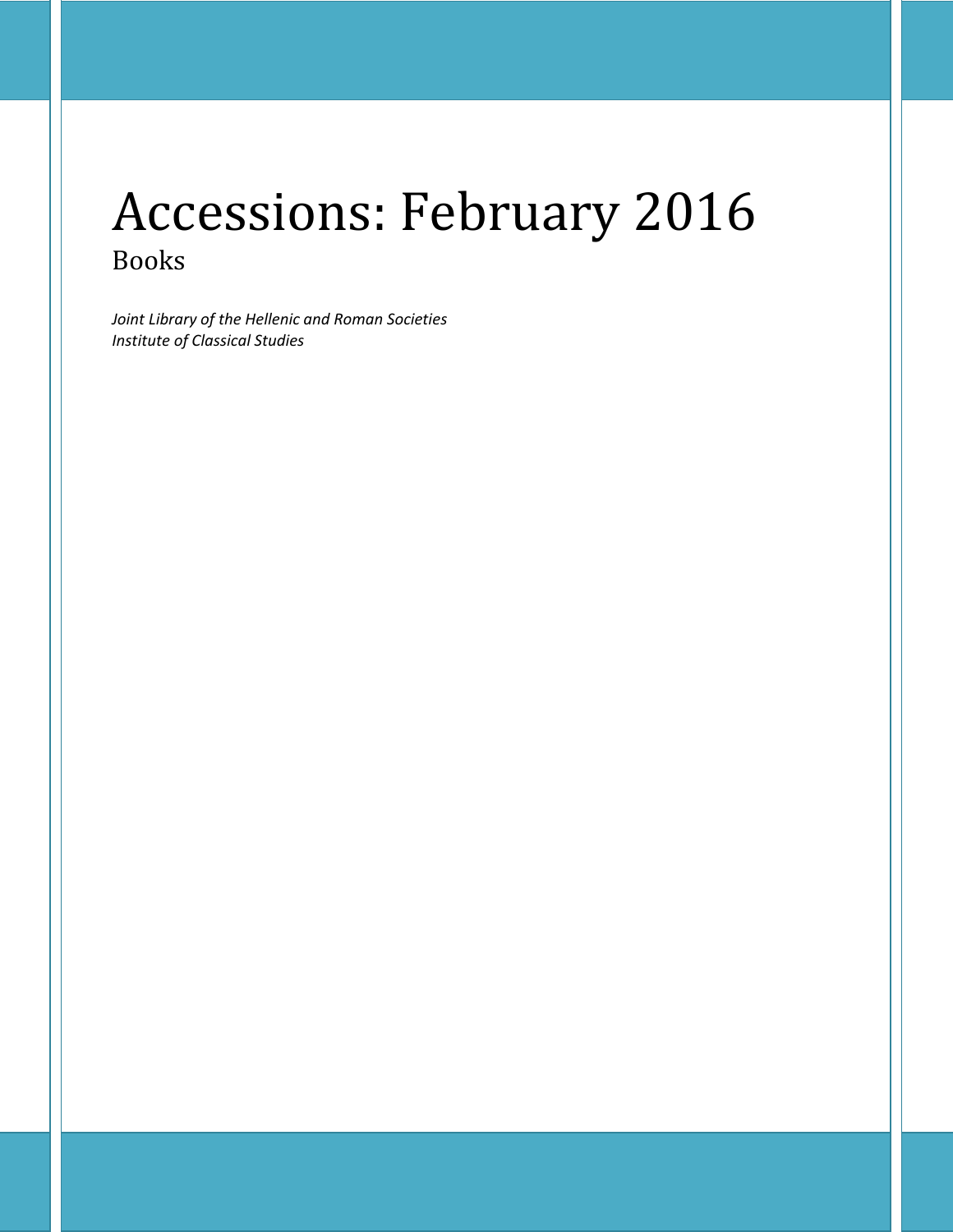# Accessions: February 2016

## Books

*Joint Library of the Hellenic and Roman Societies*
*Institute of Classical Studies*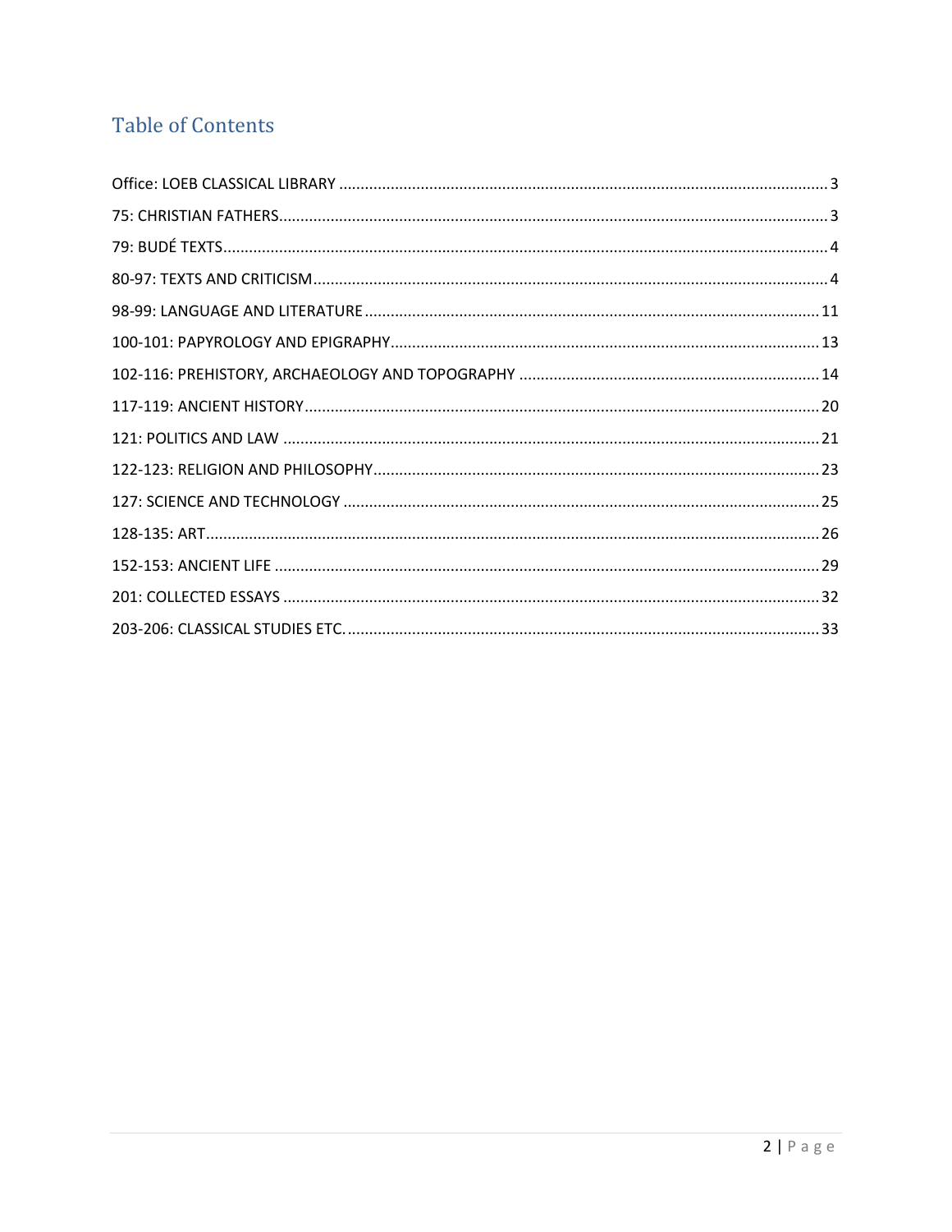## Table of Contents

Office: LOEB CLASSICAL LIBRARY ........................................................................................................ 3
75: CHRISTIAN FATHERS.................................................................................................................... 3
79: BUDÉ TEXTS.................................................................................................................................. 4
80-97: TEXTS AND CRITICISM............................................................................................................ 4
98-99: LANGUAGE AND LITERATURE .............................................................................................. 11
100-101: PAPYROLOGY AND EPIGRAPHY......................................................................................... 13
102-116: PREHISTORY, ARCHAEOLOGY AND TOPOGRAPHY ............................................................ 14
117-119: ANCIENT HISTORY............................................................................................................. 20
121: POLITICS AND LAW ................................................................................................................ 21
122-123: RELIGION AND PHILOSOPHY............................................................................................. 23
127: SCIENCE AND TECHNOLOGY .................................................................................................. 25
128-135: ART.................................................................................................................................... 26
152-153: ANCIENT LIFE .................................................................................................................... 29
201: COLLECTED ESSAYS ................................................................................................................ 32
203-206: CLASSICAL STUDIES ETC. ................................................................................................... 33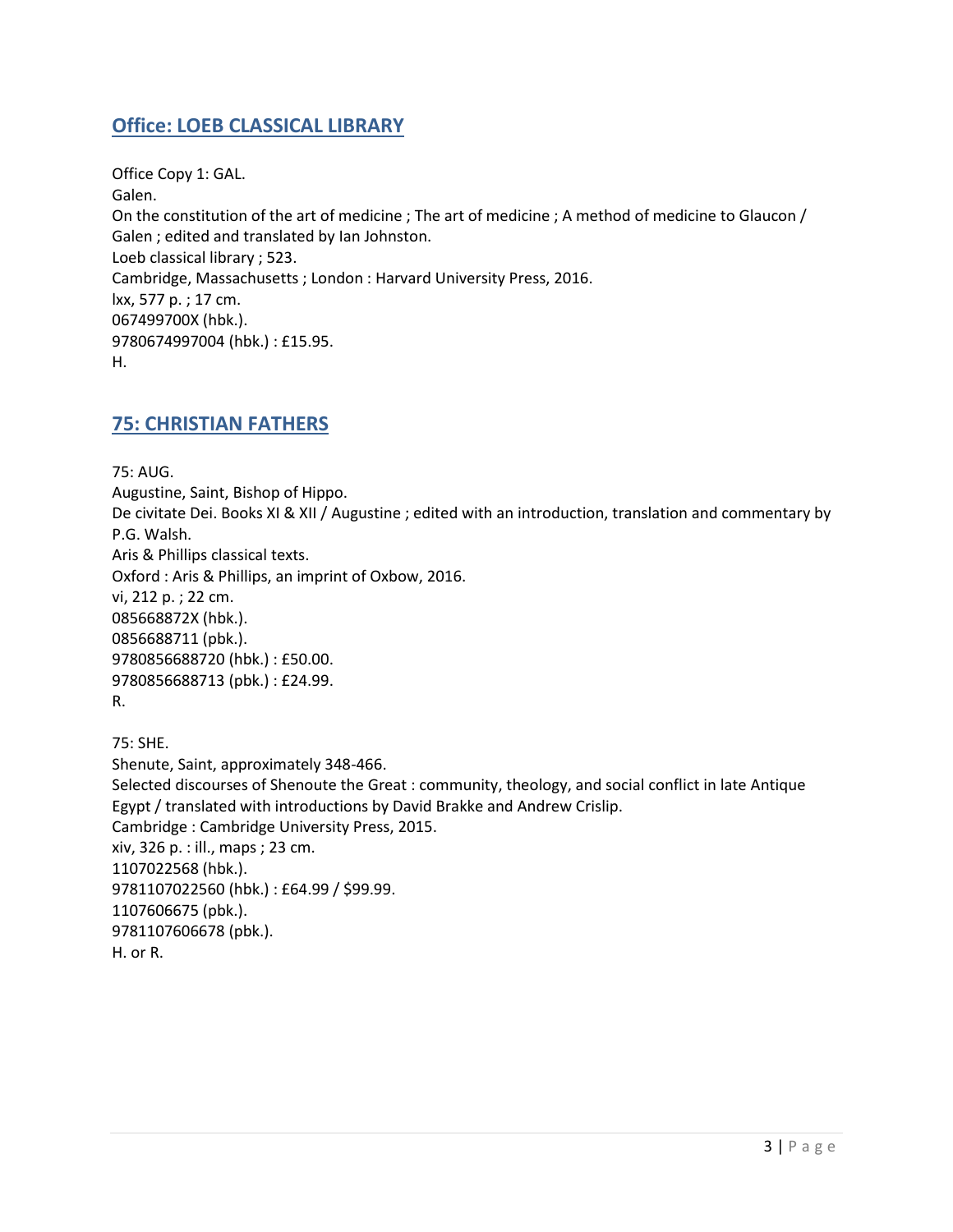## Office: LOEB CLASSICAL LIBRARY

Office Copy 1: GAL.
Galen.
On the constitution of the art of medicine ; The art of medicine ; A method of medicine to Glaucon / Galen ; edited and translated by Ian Johnston.
Loeb classical library ; 523.
Cambridge, Massachusetts ; London : Harvard University Press, 2016.
lxx, 577 p. ; 17 cm.
067499700X (hbk.).
9780674997004 (hbk.) : £15.95.
H.

## 75: CHRISTIAN FATHERS

75: AUG.
Augustine, Saint, Bishop of Hippo.
De civitate Dei. Books XI & XII / Augustine ; edited with an introduction, translation and commentary by P.G. Walsh.
Aris & Phillips classical texts.
Oxford : Aris & Phillips, an imprint of Oxbow, 2016.
vi, 212 p. ; 22 cm.
085668872X (hbk.).
0856688711 (pbk.).
9780856688720 (hbk.) : £50.00.
9780856688713 (pbk.) : £24.99.
R.

75: SHE.
Shenute, Saint, approximately 348-466.
Selected discourses of Shenoute the Great : community, theology, and social conflict in late Antique Egypt / translated with introductions by David Brakke and Andrew Crislip.
Cambridge : Cambridge University Press, 2015.
xiv, 326 p. : ill., maps ; 23 cm.
1107022568 (hbk.).
9781107022560 (hbk.) : £64.99 / $99.99.
1107606675 (pbk.).
9781107606678 (pbk.).
H. or R.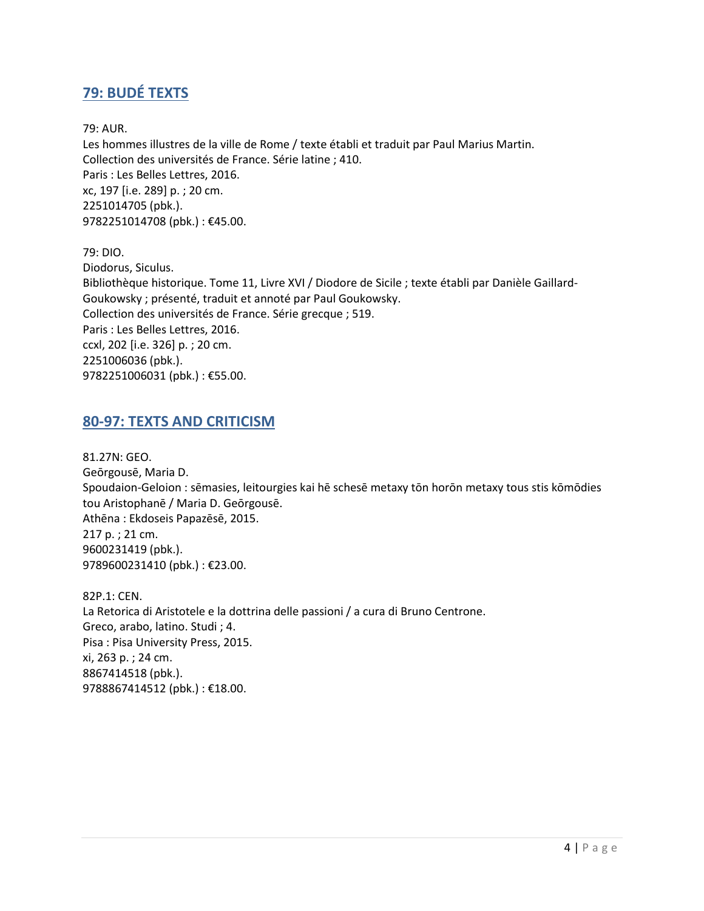## 79: BUDÉ TEXTS

79: AUR.
Les hommes illustres de la ville de Rome / texte établi et traduit par Paul Marius Martin.
Collection des universités de France. Série latine ; 410.
Paris : Les Belles Lettres, 2016.
xc, 197 [i.e. 289] p. ; 20 cm.
2251014705 (pbk.).
9782251014708 (pbk.) : €45.00.

79: DIO.
Diodorus, Siculus.
Bibliothèque historique. Tome 11, Livre XVI / Diodore de Sicile ; texte établi par Danièle Gaillard-Goukowsky ; présenté, traduit et annoté par Paul Goukowsky.
Collection des universités de France. Série grecque ; 519.
Paris : Les Belles Lettres, 2016.
ccxl, 202 [i.e. 326] p. ; 20 cm.
2251006036 (pbk.).
9782251006031 (pbk.) : €55.00.

## 80-97: TEXTS AND CRITICISM

81.27N: GEO.
Geōrgousē, Maria D.
Spoudaion-Geloion : sēmasies, leitourgies kai hē schesē metaxy tōn horōn metaxy tous stis kōmōdies tou Aristophanē / Maria D. Geōrgousē.
Athēna : Ekdoseis Papazēsē, 2015.
217 p. ; 21 cm.
9600231419 (pbk.).
9789600231410 (pbk.) : €23.00.

82P.1: CEN.
La Retorica di Aristotele e la dottrina delle passioni / a cura di Bruno Centrone.
Greco, arabo, latino. Studi ; 4.
Pisa : Pisa University Press, 2015.
xi, 263 p. ; 24 cm.
8867414518 (pbk.).
9788867414512 (pbk.) : €18.00.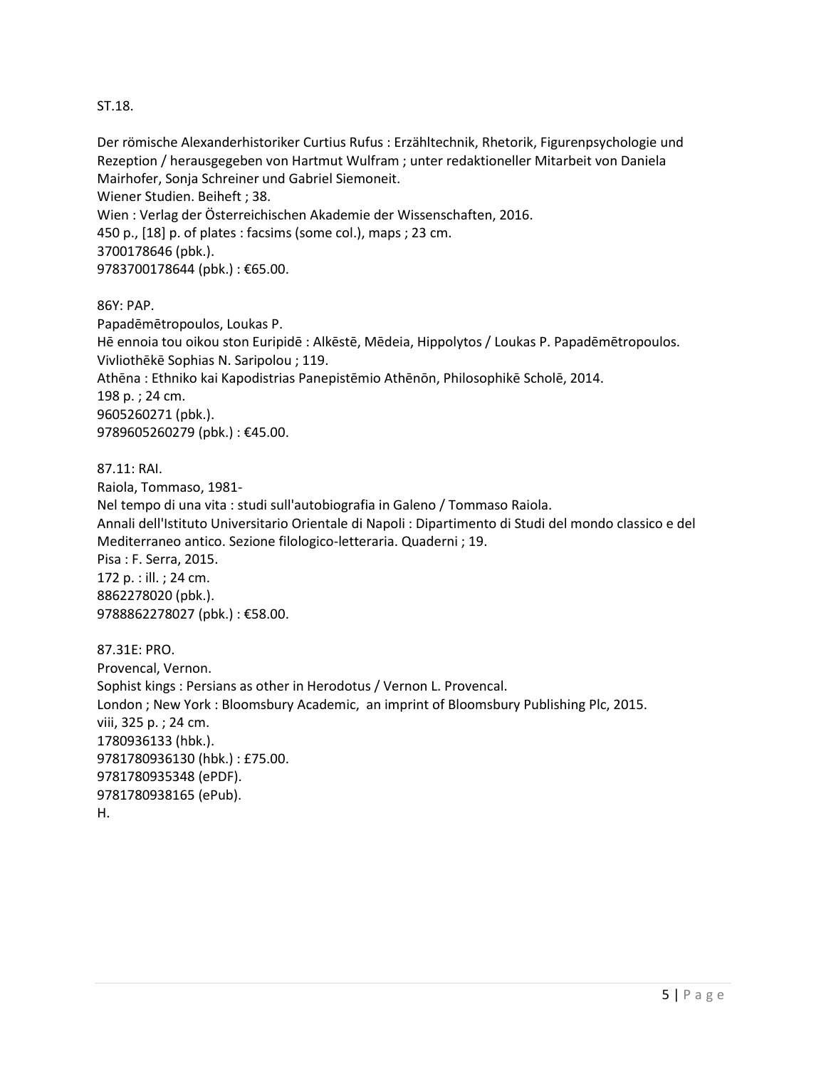ST.18.

Der römische Alexanderhistoriker Curtius Rufus : Erzähltechnik, Rhetorik, Figurenpsychologie und Rezeption / herausgegeben von Hartmut Wulfram ; unter redaktioneller Mitarbeit von Daniela Mairhofer, Sonja Schreiner und Gabriel Siemoneit.
Wiener Studien. Beiheft ; 38.
Wien : Verlag der Österreichischen Akademie der Wissenschaften, 2016.
450 p., [18] p. of plates : facsims (some col.), maps ; 23 cm.
3700178646 (pbk.).
9783700178644 (pbk.) : €65.00.

86Y: PAP.
Papadēmētropoulos, Loukas P.
Hē ennoia tou oikou ston Euripidē : Alkēstē, Mēdeia, Hippolytos / Loukas P. Papadēmētropoulos.
Vivliothēkē Sophias N. Saripolou ; 119.
Athēna : Ethniko kai Kapodistrias Panepistēmio Athēnōn, Philosophikē Scholē, 2014.
198 p. ; 24 cm.
9605260271 (pbk.).
9789605260279 (pbk.) : €45.00.

87.11: RAI.
Raiola, Tommaso, 1981-
Nel tempo di una vita : studi sull'autobiografia in Galeno / Tommaso Raiola.
Annali dell'Istituto Universitario Orientale di Napoli : Dipartimento di Studi del mondo classico e del Mediterraneo antico. Sezione filologico-letteraria. Quaderni ; 19.
Pisa : F. Serra, 2015.
172 p. : ill. ; 24 cm.
8862278020 (pbk.).
9788862278027 (pbk.) : €58.00.

87.31E: PRO.
Provencal, Vernon.
Sophist kings : Persians as other in Herodotus / Vernon L. Provencal.
London ; New York : Bloomsbury Academic, an imprint of Bloomsbury Publishing Plc, 2015.
viii, 325 p. ; 24 cm.
1780936133 (hbk.).
9781780936130 (hbk.) : £75.00.
9781780935348 (ePDF).
9781780938165 (ePub).
H.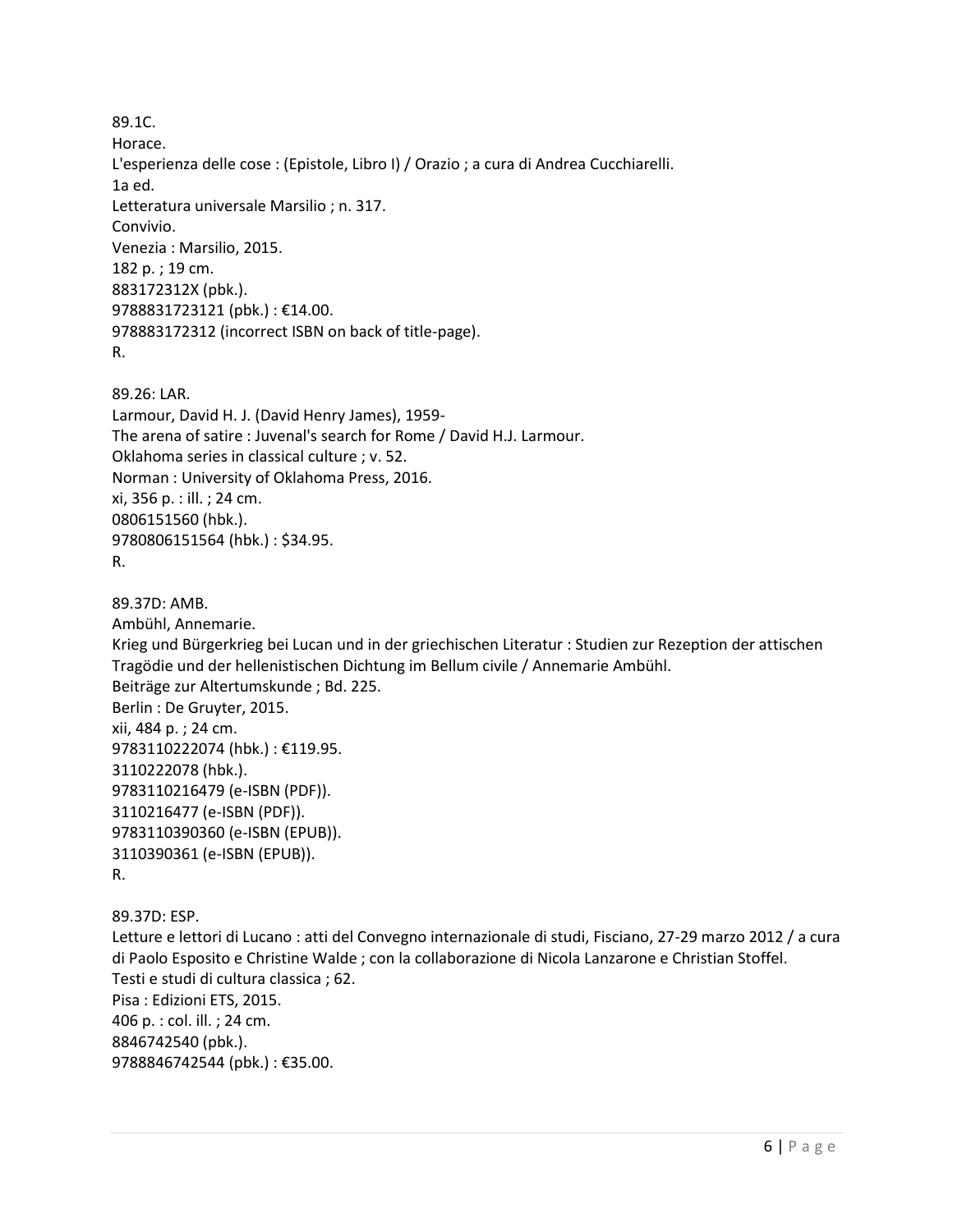89.1C.
Horace.
L'esperienza delle cose : (Epistole, Libro I) / Orazio ; a cura di Andrea Cucchiarelli.
1a ed.
Letteratura universale Marsilio ; n. 317.
Convivio.
Venezia : Marsilio, 2015.
182 p. ; 19 cm.
883172312X (pbk.).
9788831723121 (pbk.) : €14.00.
978883172312 (incorrect ISBN on back of title-page).
R.

89.26: LAR.
Larmour, David H. J. (David Henry James), 1959-
The arena of satire : Juvenal's search for Rome / David H.J. Larmour.
Oklahoma series in classical culture ; v. 52.
Norman : University of Oklahoma Press, 2016.
xi, 356 p. : ill. ; 24 cm.
0806151560 (hbk.).
9780806151564 (hbk.) : $34.95.
R.

89.37D: AMB.
Ambühl, Annemarie.
Krieg und Bürgerkrieg bei Lucan und in der griechischen Literatur : Studien zur Rezeption der attischen Tragödie und der hellenistischen Dichtung im Bellum civile / Annemarie Ambühl.
Beiträge zur Altertumskunde ; Bd. 225.
Berlin : De Gruyter, 2015.
xii, 484 p. ; 24 cm.
9783110222074 (hbk.) : €119.95.
3110222078 (hbk.).
9783110216479 (e-ISBN (PDF)).
3110216477 (e-ISBN (PDF)).
9783110390360 (e-ISBN (EPUB)).
3110390361 (e-ISBN (EPUB)).
R.

89.37D: ESP.
Letture e lettori di Lucano : atti del Convegno internazionale di studi, Fisciano, 27-29 marzo 2012 / a cura di Paolo Esposito e Christine Walde ; con la collaborazione di Nicola Lanzarone e Christian Stoffel.
Testi e studi di cultura classica ; 62.
Pisa : Edizioni ETS, 2015.
406 p. : col. ill. ; 24 cm.
8846742540 (pbk.).
9788846742544 (pbk.) : €35.00.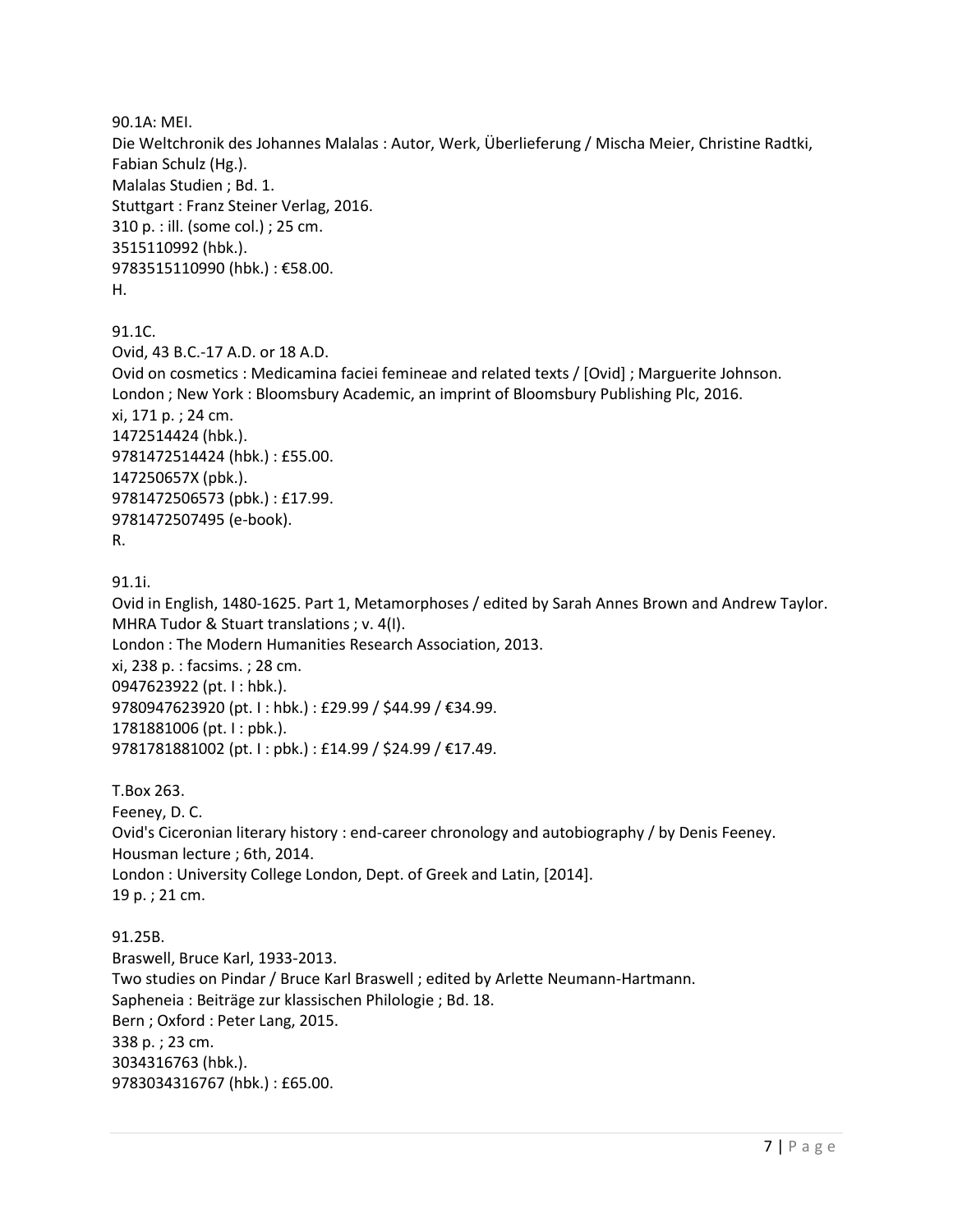90.1A: MEI.
Die Weltchronik des Johannes Malalas : Autor, Werk, Überlieferung / Mischa Meier, Christine Radtki, Fabian Schulz (Hg.).
Malalas Studien ; Bd. 1.
Stuttgart : Franz Steiner Verlag, 2016.
310 p. : ill. (some col.) ; 25 cm.
3515110992 (hbk.).
9783515110990 (hbk.) : €58.00.
H.

91.1C.
Ovid, 43 B.C.-17 A.D. or 18 A.D.
Ovid on cosmetics : Medicamina faciei femineae and related texts / [Ovid] ; Marguerite Johnson.
London ; New York : Bloomsbury Academic, an imprint of Bloomsbury Publishing Plc, 2016.
xi, 171 p. ; 24 cm.
1472514424 (hbk.).
9781472514424 (hbk.) : £55.00.
147250657X (pbk.).
9781472506573 (pbk.) : £17.99.
9781472507495 (e-book).
R.

91.1i.
Ovid in English, 1480-1625. Part 1, Metamorphoses / edited by Sarah Annes Brown and Andrew Taylor.
MHRA Tudor & Stuart translations ; v. 4(I).
London : The Modern Humanities Research Association, 2013.
xi, 238 p. : facsims. ; 28 cm.
0947623922 (pt. I : hbk.).
9780947623920 (pt. I : hbk.) : £29.99 / $44.99 / €34.99.
1781881006 (pt. I : pbk.).
9781781881002 (pt. I : pbk.) : £14.99 / $24.99 / €17.49.

T.Box 263.
Feeney, D. C.
Ovid's Ciceronian literary history : end-career chronology and autobiography / by Denis Feeney.
Housman lecture ; 6th, 2014.
London : University College London, Dept. of Greek and Latin, [2014].
19 p. ; 21 cm.

91.25B.
Braswell, Bruce Karl, 1933-2013.
Two studies on Pindar / Bruce Karl Braswell ; edited by Arlette Neumann-Hartmann.
Sapheneia : Beiträge zur klassischen Philologie ; Bd. 18.
Bern ; Oxford : Peter Lang, 2015.
338 p. ; 23 cm.
3034316763 (hbk.).
9783034316767 (hbk.) : £65.00.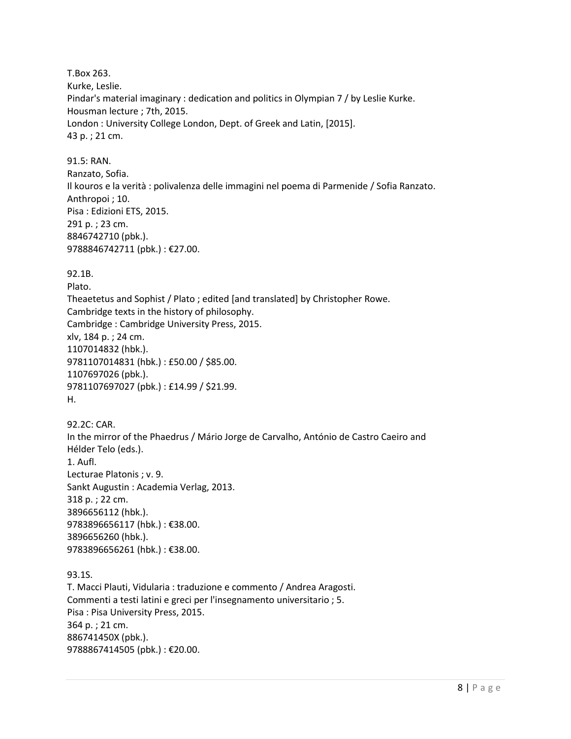T.Box 263.
Kurke, Leslie.
Pindar's material imaginary : dedication and politics in Olympian 7 / by Leslie Kurke.
Housman lecture ; 7th, 2015.
London : University College London, Dept. of Greek and Latin, [2015].
43 p. ; 21 cm.

91.5: RAN.
Ranzato, Sofia.
Il kouros e la verità : polivalenza delle immagini nel poema di Parmenide / Sofia Ranzato.
Anthropoi ; 10.
Pisa : Edizioni ETS, 2015.
291 p. ; 23 cm.
8846742710 (pbk.).
9788846742711 (pbk.) : €27.00.

92.1B.
Plato.
Theaetetus and Sophist / Plato ; edited [and translated] by Christopher Rowe.
Cambridge texts in the history of philosophy.
Cambridge : Cambridge University Press, 2015.
xlv, 184 p. ; 24 cm.
1107014832 (hbk.).
9781107014831 (hbk.) : £50.00 / $85.00.
1107697026 (pbk.).
9781107697027 (pbk.) : £14.99 / $21.99.
H.

92.2C: CAR.
In the mirror of the Phaedrus / Mário Jorge de Carvalho, António de Castro Caeiro and Hélder Telo (eds.).
1. Aufl.
Lecturae Platonis ; v. 9.
Sankt Augustin : Academia Verlag, 2013.
318 p. ; 22 cm.
3896656112 (hbk.).
9783896656117 (hbk.) : €38.00.
3896656260 (hbk.).
9783896656261 (hbk.) : €38.00.

93.1S.
T. Macci Plauti, Vidularia : traduzione e commento / Andrea Aragosti.
Commenti a testi latini e greci per l'insegnamento universitario ; 5.
Pisa : Pisa University Press, 2015.
364 p. ; 21 cm.
886741450X (pbk.).
9788867414505 (pbk.) : €20.00.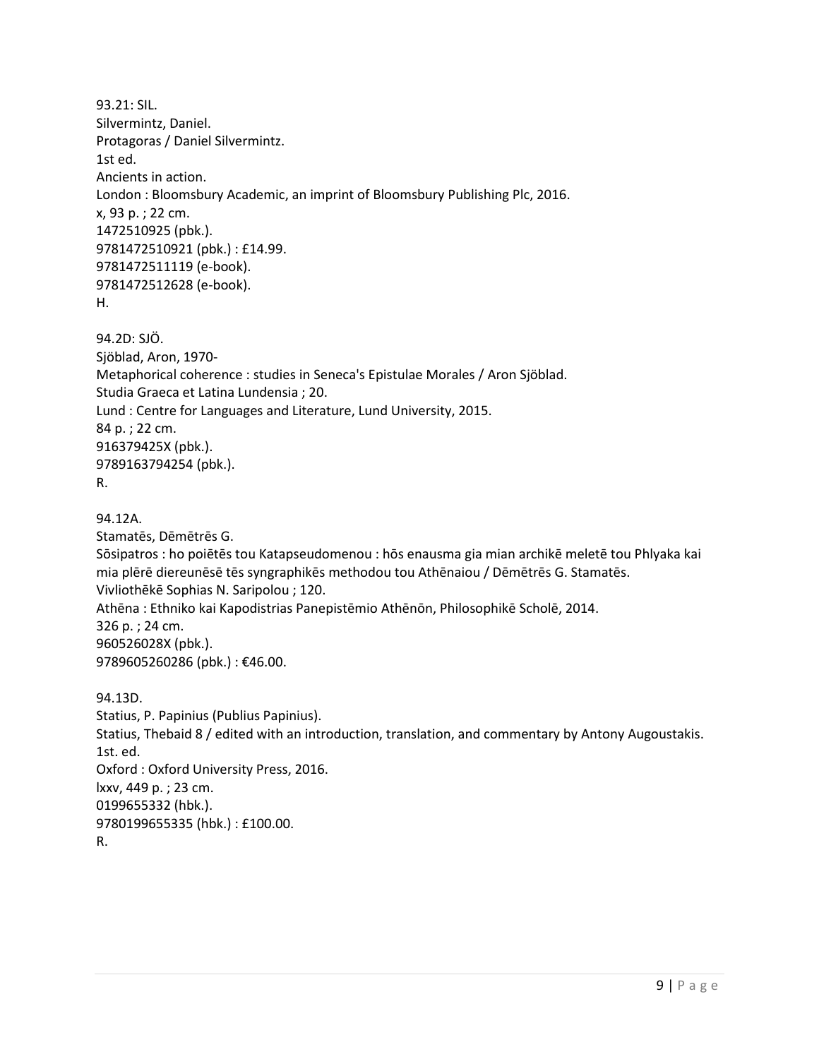93.21: SIL.
Silvermintz, Daniel.
Protagoras / Daniel Silvermintz.
1st ed.
Ancients in action.
London : Bloomsbury Academic, an imprint of Bloomsbury Publishing Plc, 2016.
x, 93 p. ; 22 cm.
1472510925 (pbk.).
9781472510921 (pbk.) : £14.99.
9781472511119 (e-book).
9781472512628 (e-book).
H.

94.2D: SJÖ.
Sjöblad, Aron, 1970-
Metaphorical coherence : studies in Seneca's Epistulae Morales / Aron Sjöblad.
Studia Graeca et Latina Lundensia ; 20.
Lund : Centre for Languages and Literature, Lund University, 2015.
84 p. ; 22 cm.
916379425X (pbk.).
9789163794254 (pbk.).
R.

94.12A.
Stamatēs, Dēmētrēs G.
Sōsipatros : ho poiētēs tou Katapseudomenou : hōs enausma gia mian archikē meletē tou Phlyaka kai mia plērē diereunēsē tēs syngraphikēs methodou tou Athēnaiou / Dēmētrēs G. Stamatēs.
Vivliothēkē Sophias N. Saripolou ; 120.
Athēna : Ethniko kai Kapodistrias Panepistēmio Athēnōn, Philosophikē Scholē, 2014.
326 p. ; 24 cm.
960526028X (pbk.).
9789605260286 (pbk.) : €46.00.

94.13D.
Statius, P. Papinius (Publius Papinius).
Statius, Thebaid 8 / edited with an introduction, translation, and commentary by Antony Augoustakis.
1st. ed.
Oxford : Oxford University Press, 2016.
lxxv, 449 p. ; 23 cm.
0199655332 (hbk.).
9780199655335 (hbk.) : £100.00.
R.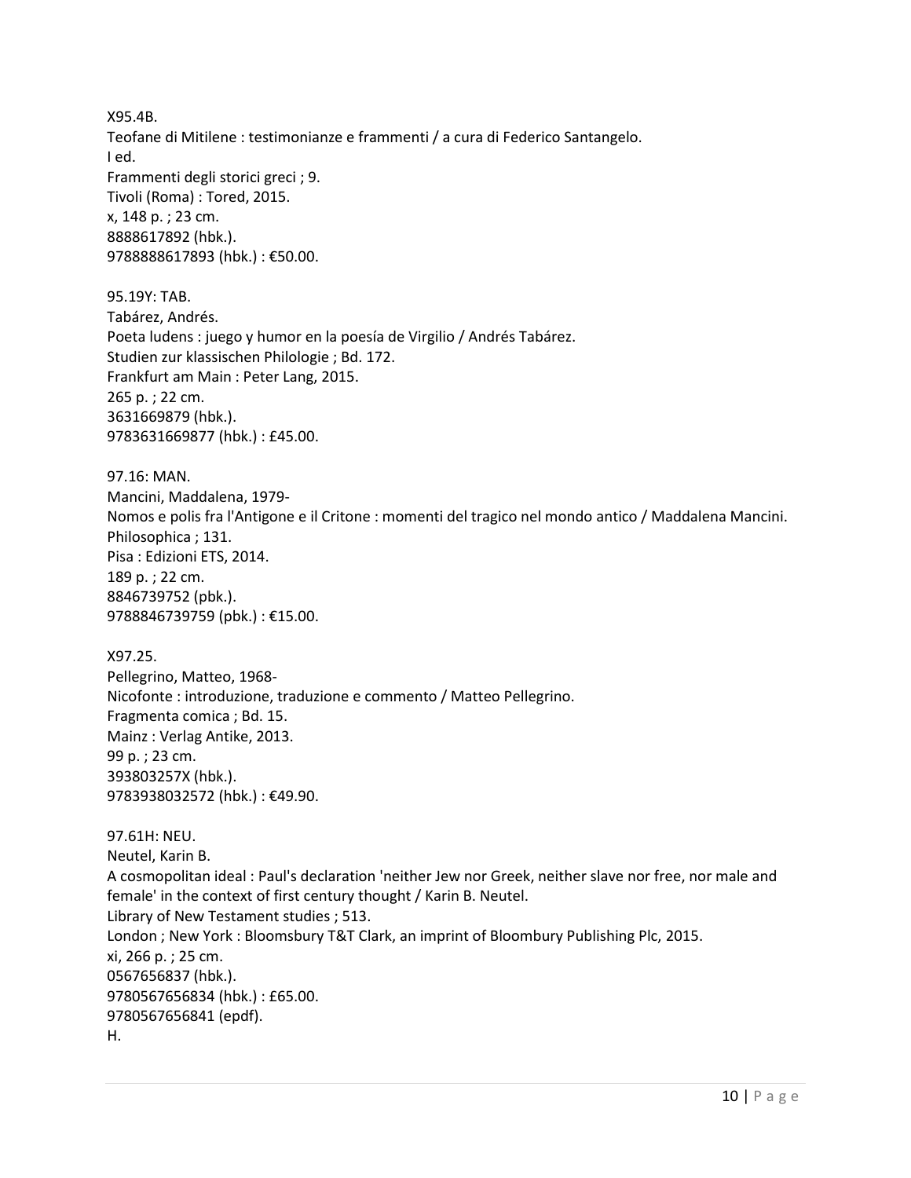X95.4B.
Teofane di Mitilene : testimonianze e frammenti / a cura di Federico Santangelo.
I ed.
Frammenti degli storici greci ; 9.
Tivoli (Roma) : Tored, 2015.
x, 148 p. ; 23 cm.
8888617892 (hbk.).
9788888617893 (hbk.) : €50.00.

95.19Y: TAB.
Tabárez, Andrés.
Poeta ludens : juego y humor en la poesía de Virgilio / Andrés Tabárez.
Studien zur klassischen Philologie ; Bd. 172.
Frankfurt am Main : Peter Lang, 2015.
265 p. ; 22 cm.
3631669879 (hbk.).
9783631669877 (hbk.) : £45.00.

97.16: MAN.
Mancini, Maddalena, 1979-
Nomos e polis fra l'Antigone e il Critone : momenti del tragico nel mondo antico / Maddalena Mancini.
Philosophica ; 131.
Pisa : Edizioni ETS, 2014.
189 p. ; 22 cm.
8846739752 (pbk.).
9788846739759 (pbk.) : €15.00.

X97.25.
Pellegrino, Matteo, 1968-
Nicofonte : introduzione, traduzione e commento / Matteo Pellegrino.
Fragmenta comica ; Bd. 15.
Mainz : Verlag Antike, 2013.
99 p. ; 23 cm.
393803257X (hbk.).
9783938032572 (hbk.) : €49.90.

97.61H: NEU.
Neutel, Karin B.
A cosmopolitan ideal : Paul's declaration 'neither Jew nor Greek, neither slave nor free, nor male and female' in the context of first century thought / Karin B. Neutel.
Library of New Testament studies ; 513.
London ; New York : Bloomsbury T&T Clark, an imprint of Bloombury Publishing Plc, 2015.
xi, 266 p. ; 25 cm.
0567656837 (hbk.).
9780567656834 (hbk.) : £65.00.
9780567656841 (epdf).
H.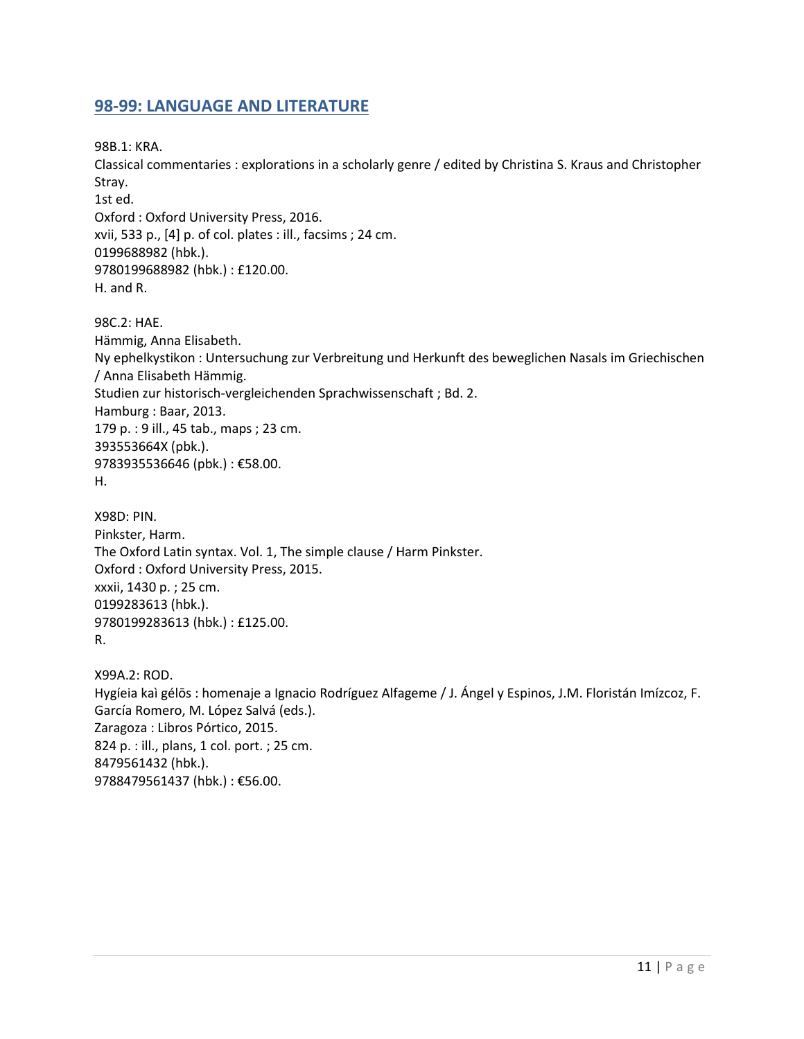## 98-99: LANGUAGE AND LITERATURE

98B.1: KRA.
Classical commentaries : explorations in a scholarly genre / edited by Christina S. Kraus and Christopher Stray.
1st ed.
Oxford : Oxford University Press, 2016.
xvii, 533 p., [4] p. of col. plates : ill., facsims ; 24 cm.
0199688982 (hbk.).
9780199688982 (hbk.) : £120.00.
H. and R.

98C.2: HAE.
Hämmig, Anna Elisabeth.
Ny ephelkystikon : Untersuchung zur Verbreitung und Herkunft des beweglichen Nasals im Griechischen / Anna Elisabeth Hämmig.
Studien zur historisch-vergleichenden Sprachwissenschaft ; Bd. 2.
Hamburg : Baar, 2013.
179 p. : 9 ill., 45 tab., maps ; 23 cm.
393553664X (pbk.).
9783935536646 (pbk.) : €58.00.
H.

X98D: PIN.
Pinkster, Harm.
The Oxford Latin syntax. Vol. 1, The simple clause / Harm Pinkster.
Oxford : Oxford University Press, 2015.
xxxii, 1430 p. ; 25 cm.
0199283613 (hbk.).
9780199283613 (hbk.) : £125.00.
R.

X99A.2: ROD.
Hygíeia kaì gélōs : homenaje a Ignacio Rodríguez Alfageme / J. Ángel y Espinos, J.M. Floristán Imízcoz, F. García Romero, M. López Salvá (eds.).
Zaragoza : Libros Pórtico, 2015.
824 p. : ill., plans, 1 col. port. ; 25 cm.
8479561432 (hbk.).
9788479561437 (hbk.) : €56.00.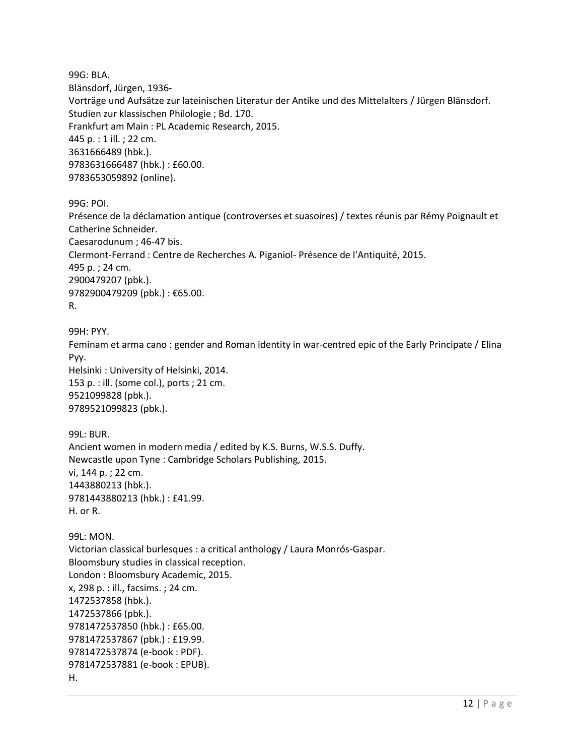99G: BLA.
Blänsdorf, Jürgen, 1936-
Vorträge und Aufsätze zur lateinischen Literatur der Antike und des Mittelalters / Jürgen Blänsdorf.
Studien zur klassischen Philologie ; Bd. 170.
Frankfurt am Main : PL Academic Research, 2015.
445 p. : 1 ill. ; 22 cm.
3631666489 (hbk.).
9783631666487 (hbk.) : £60.00.
9783653059892 (online).

99G: POI.
Présence de la déclamation antique (controverses et suasoires) / textes réunis par Rémy Poignault et Catherine Schneider.
Caesarodunum ; 46-47 bis.
Clermont-Ferrand : Centre de Recherches A. Piganiol- Présence de l'Antiquité, 2015.
495 p. ; 24 cm.
2900479207 (pbk.).
9782900479209 (pbk.) : €65.00.
R.

99H: PYY.
Feminam et arma cano : gender and Roman identity in war-centred epic of the Early Principate / Elina Pyy.
Helsinki : University of Helsinki, 2014.
153 p. : ill. (some col.), ports ; 21 cm.
9521099828 (pbk.).
9789521099823 (pbk.).

99L: BUR.
Ancient women in modern media / edited by K.S. Burns, W.S.S. Duffy.
Newcastle upon Tyne : Cambridge Scholars Publishing, 2015.
vi, 144 p. ; 22 cm.
1443880213 (hbk.).
9781443880213 (hbk.) : £41.99.
H. or R.

99L: MON.
Victorian classical burlesques : a critical anthology / Laura Monrós-Gaspar.
Bloomsbury studies in classical reception.
London : Bloomsbury Academic, 2015.
x, 298 p. : ill., facsims. ; 24 cm.
1472537858 (hbk.).
1472537866 (pbk.).
9781472537850 (hbk.) : £65.00.
9781472537867 (pbk.) : £19.99.
9781472537874 (e-book : PDF).
9781472537881 (e-book : EPUB).
H.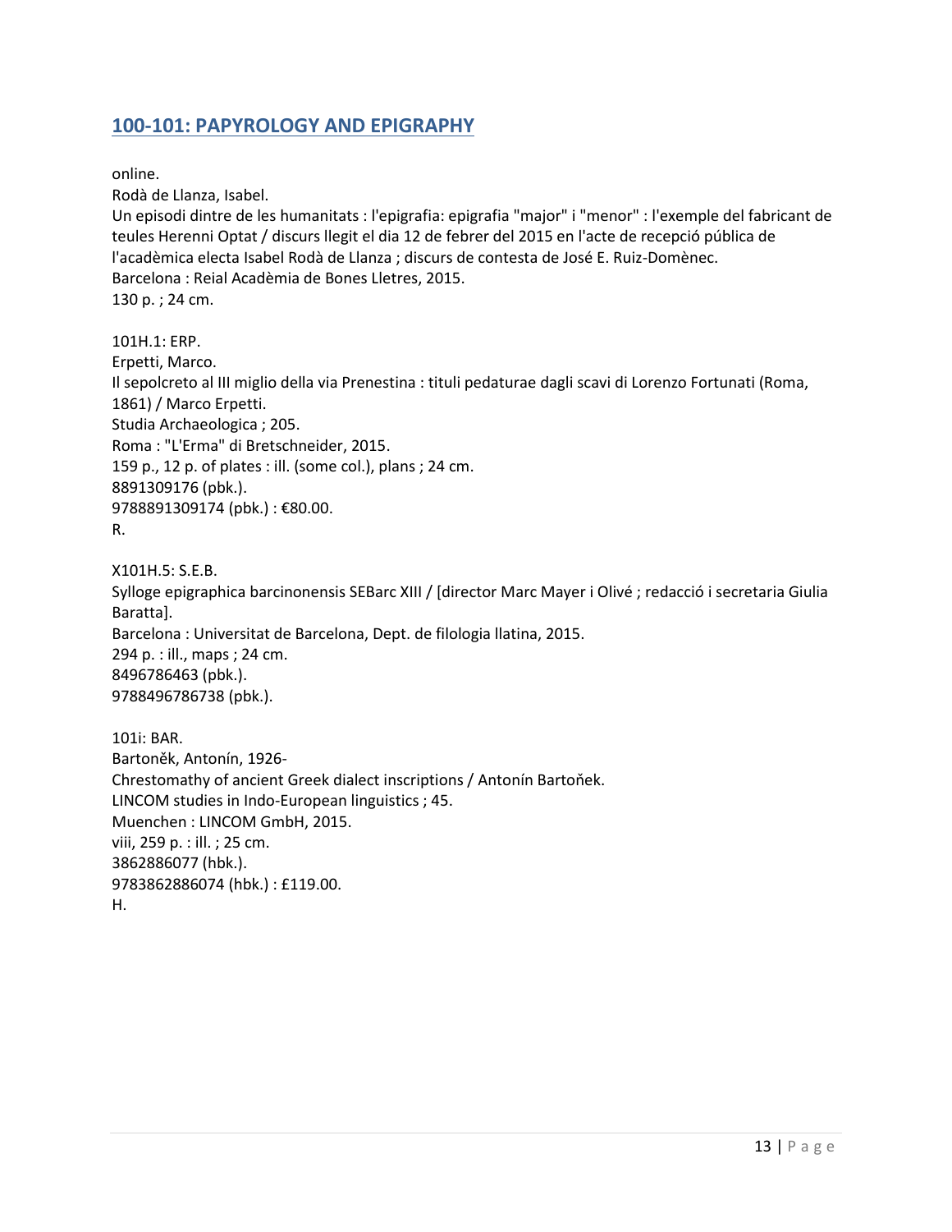## 100-101: PAPYROLOGY AND EPIGRAPHY

online.
Rodà de Llanza, Isabel.
Un episodi dintre de les humanitats : l'epigrafia: epigrafia "major" i "menor" : l'exemple del fabricant de teules Herenni Optat / discurs llegit el dia 12 de febrer del 2015 en l'acte de recepció pública de l'acadèmica electa Isabel Rodà de Llanza ; discurs de contesta de José E. Ruiz-Domènec.
Barcelona : Reial Acadèmia de Bones Lletres, 2015.
130 p. ; 24 cm.

101H.1: ERP.
Erpetti, Marco.
Il sepolcreto al III miglio della via Prenestina : tituli pedaturae dagli scavi di Lorenzo Fortunati (Roma, 1861) / Marco Erpetti.
Studia Archaeologica ; 205.
Roma : "L'Erma" di Bretschneider, 2015.
159 p., 12 p. of plates : ill. (some col.), plans ; 24 cm.
8891309176 (pbk.).
9788891309174 (pbk.) : €80.00.
R.

X101H.5: S.E.B.
Sylloge epigraphica barcinonensis SEBarc XIII / [director Marc Mayer i Olivé ; redacció i secretaria Giulia Baratta].
Barcelona : Universitat de Barcelona, Dept. de filologia llatina, 2015.
294 p. : ill., maps ; 24 cm.
8496786463 (pbk.).
9788496786738 (pbk.).

101i: BAR.
Bartoněk, Antonín, 1926-
Chrestomathy of ancient Greek dialect inscriptions / Antonín Bartoňek.
LINCOM studies in Indo-European linguistics ; 45.
Muenchen : LINCOM GmbH, 2015.
viii, 259 p. : ill. ; 25 cm.
3862886077 (hbk.).
9783862886074 (hbk.) : £119.00.
H.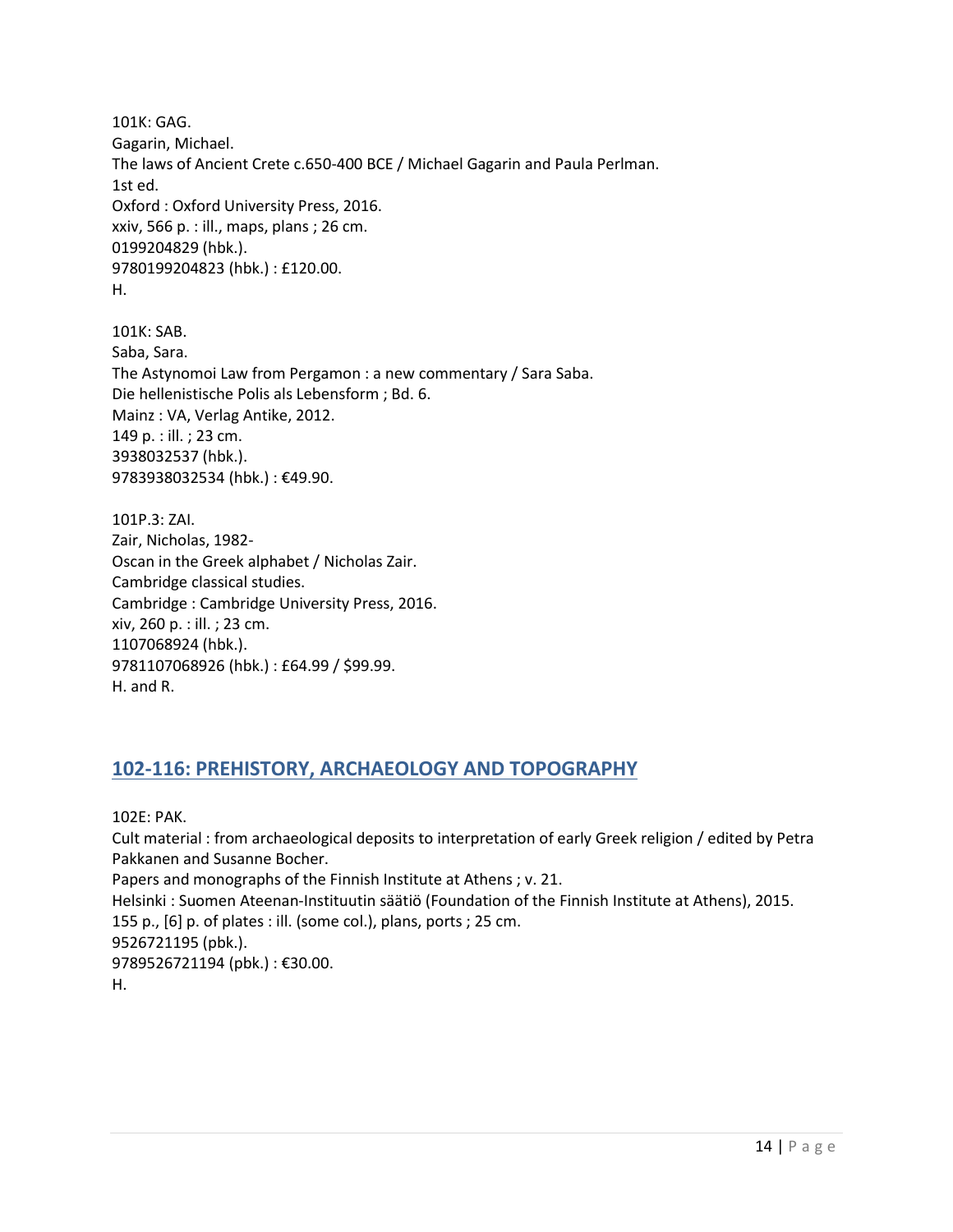101K: GAG.
Gagarin, Michael.
The laws of Ancient Crete c.650-400 BCE / Michael Gagarin and Paula Perlman.
1st ed.
Oxford : Oxford University Press, 2016.
xxiv, 566 p. : ill., maps, plans ; 26 cm.
0199204829 (hbk.).
9780199204823 (hbk.) : £120.00.
H.

101K: SAB.
Saba, Sara.
The Astynomoi Law from Pergamon : a new commentary / Sara Saba.
Die hellenistische Polis als Lebensform ; Bd. 6.
Mainz : VA, Verlag Antike, 2012.
149 p. : ill. ; 23 cm.
3938032537 (hbk.).
9783938032534 (hbk.) : €49.90.

101P.3: ZAI.
Zair, Nicholas, 1982-
Oscan in the Greek alphabet / Nicholas Zair.
Cambridge classical studies.
Cambridge : Cambridge University Press, 2016.
xiv, 260 p. : ill. ; 23 cm.
1107068924 (hbk.).
9781107068926 (hbk.) : £64.99 / $99.99.
H. and R.

## 102-116: PREHISTORY, ARCHAEOLOGY AND TOPOGRAPHY

102E: PAK.
Cult material : from archaeological deposits to interpretation of early Greek religion / edited by Petra Pakkanen and Susanne Bocher.
Papers and monographs of the Finnish Institute at Athens ; v. 21.
Helsinki : Suomen Ateenan-Instituutin säätiö (Foundation of the Finnish Institute at Athens), 2015.
155 p., [6] p. of plates : ill. (some col.), plans, ports ; 25 cm.
9526721195 (pbk.).
9789526721194 (pbk.) : €30.00.
H.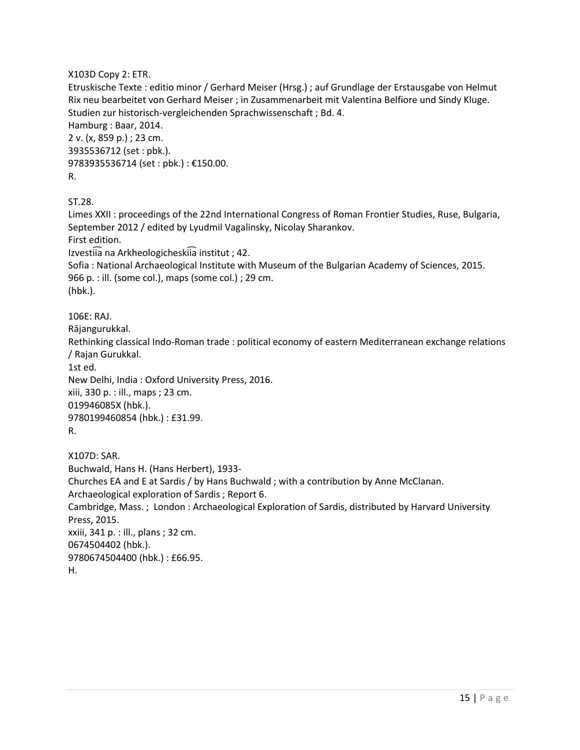X103D Copy 2: ETR.
Etruskische Texte : editio minor / Gerhard Meiser (Hrsg.) ; auf Grundlage der Erstausgabe von Helmut Rix neu bearbeitet von Gerhard Meiser ; in Zusammenarbeit mit Valentina Belfiore und Sindy Kluge.
Studien zur historisch-vergleichenden Sprachwissenschaft ; Bd. 4.
Hamburg : Baar, 2014.
2 v. (x, 859 p.) ; 23 cm.
3935536712 (set : pbk.).
9783935536714 (set : pbk.) : €150.00.
R.

ST.28.
Limes XXII : proceedings of the 22nd International Congress of Roman Frontier Studies, Ruse, Bulgaria, September 2012 / edited by Lyudmil Vagalinsky, Nicolay Sharankov.
First edition.
Izvestii͡a na Arkheologicheskii͡a institut ; 42.
Sofia : National Archaeological Institute with Museum of the Bulgarian Academy of Sciences, 2015.
966 p. : ill. (some col.), maps (some col.) ; 29 cm.
(hbk.).

106E: RAJ.
Rājangurukkal.
Rethinking classical Indo-Roman trade : political economy of eastern Mediterranean exchange relations / Rajan Gurukkal.
1st ed.
New Delhi, India : Oxford University Press, 2016.
xiii, 330 p. : ill., maps ; 23 cm.
019946085X (hbk.).
9780199460854 (hbk.) : £31.99.
R.

X107D: SAR.
Buchwald, Hans H. (Hans Herbert), 1933-
Churches EA and E at Sardis / by Hans Buchwald ; with a contribution by Anne McClanan.
Archaeological exploration of Sardis ; Report 6.
Cambridge, Mass. ; London : Archaeological Exploration of Sardis, distributed by Harvard University Press, 2015.
xxiii, 341 p. : ill., plans ; 32 cm.
0674504402 (hbk.).
9780674504400 (hbk.) : £66.95.
H.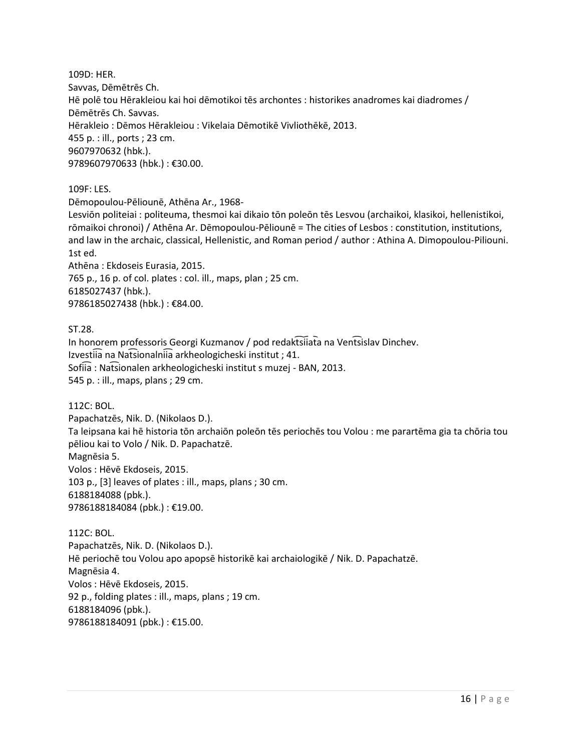109D: HER.
Savvas, Dēmētrēs Ch.
Hē polē tou Hērakleiou kai hoi dēmotikoi tēs archontes : historikes anadromes kai diadromes / Dēmētrēs Ch. Savvas.
Hērakleio : Dēmos Hērakleiou : Vikelaia Dēmotikē Vivliothēkē, 2013.
455 p. : ill., ports ; 23 cm.
9607970632 (hbk.).
9789607970633 (hbk.) : €30.00.

109F: LES.
Dēmopoulou-Pēliounē, Athēna Ar., 1968-
Lesviōn politeiai : politeuma, thesmoi kai dikaio tōn poleōn tēs Lesvou (archaikoi, klasikoi, hellenistikoi, rōmaikoi chronoi) / Athēna Ar. Dēmopoulou-Pēliounē = The cities of Lesbos : constitution, institutions, and law in the archaic, classical, Hellenistic, and Roman period / author : Athina A. Dimopoulou-Piliouni.
1st ed.
Athēna : Ekdoseis Eurasia, 2015.
765 p., 16 p. of col. plates : col. ill., maps, plan ; 25 cm.
6185027437 (hbk.).
9786185027438 (hbk.) : €84.00.

ST.28.
In honorem professoris Georgi Kuzmanov / pod redakt͡sii͡ata na Vent͡sislav Dinchev.
Izvestii͡a na Nat͡sionalnii͡a arkheologicheski institut ; 41.
Sofii͡a : Nat͡sionalen arkheologicheski institut s muzej - BAN, 2013.
545 p. : ill., maps, plans ; 29 cm.

112C: BOL.
Papachatzēs, Nik. D. (Nikolaos D.).
Ta leipsana kai hē historia tōn archaiōn poleōn tēs periochēs tou Volou : me parartēma gia ta chōria tou pēliou kai to Volo / Nik. D. Papachatzē.
Magnēsia 5.
Volos : Hēvē Ekdoseis, 2015.
103 p., [3] leaves of plates : ill., maps, plans ; 30 cm.
6188184088 (pbk.).
9786188184084 (pbk.) : €19.00.

112C: BOL.
Papachatzēs, Nik. D. (Nikolaos D.).
Hē periochē tou Volou apo apopsē historikē kai archaiologikē / Nik. D. Papachatzē.
Magnēsia 4.
Volos : Hēvē Ekdoseis, 2015.
92 p., folding plates : ill., maps, plans ; 19 cm.
6188184096 (pbk.).
9786188184091 (pbk.) : €15.00.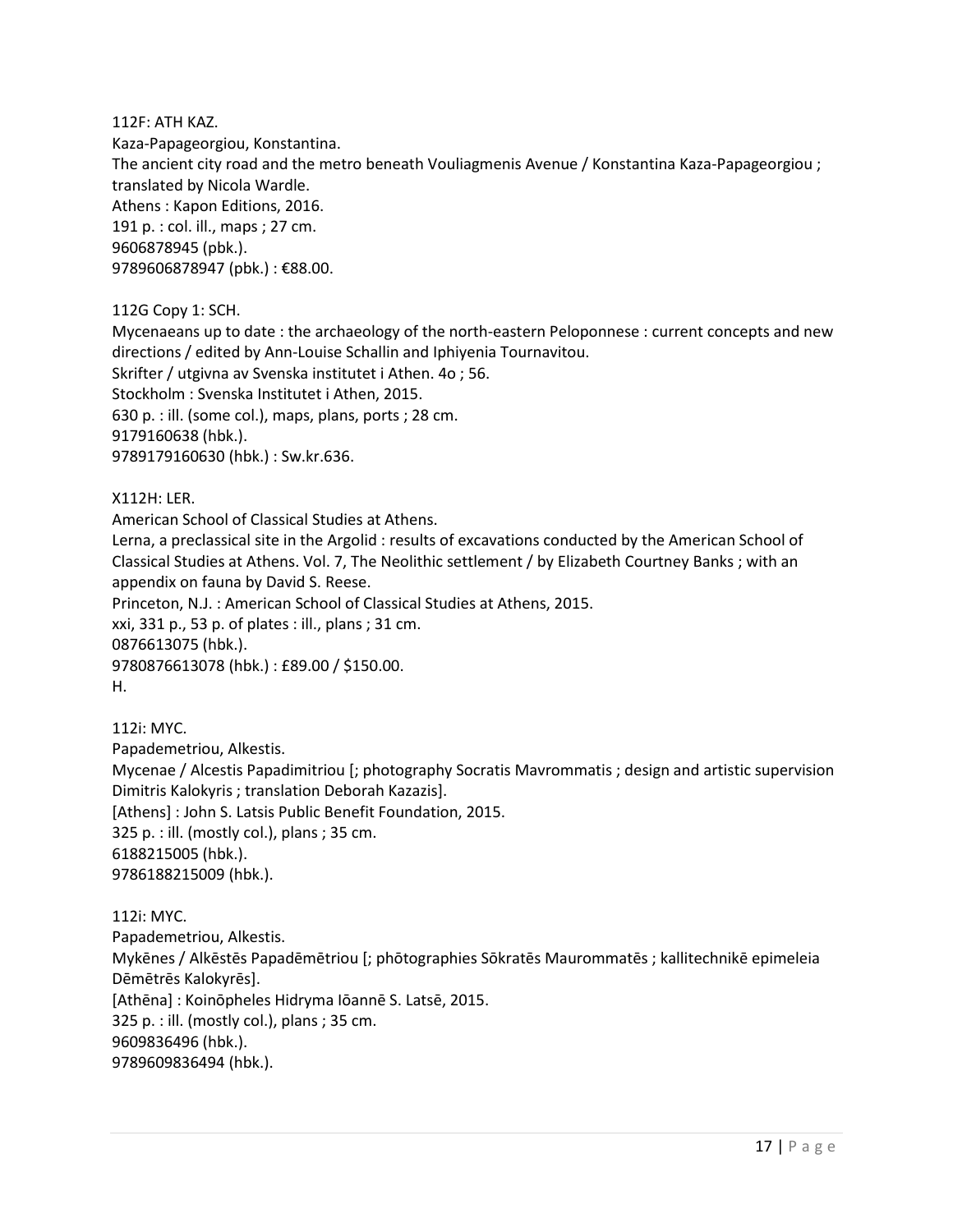112F: ATH KAZ.
Kaza-Papageorgiou, Konstantina.
The ancient city road and the metro beneath Vouliagmenis Avenue / Konstantina Kaza-Papageorgiou ; translated by Nicola Wardle.
Athens : Kapon Editions, 2016.
191 p. : col. ill., maps ; 27 cm.
9606878945 (pbk.).
9789606878947 (pbk.) : €88.00.

112G Copy 1: SCH.
Mycenaeans up to date : the archaeology of the north-eastern Peloponnese : current concepts and new directions / edited by Ann-Louise Schallin and Iphiyenia Tournavitou.
Skrifter / utgivna av Svenska institutet i Athen. 4o ; 56.
Stockholm : Svenska Institutet i Athen, 2015.
630 p. : ill. (some col.), maps, plans, ports ; 28 cm.
9179160638 (hbk.).
9789179160630 (hbk.) : Sw.kr.636.

X112H: LER.
American School of Classical Studies at Athens.
Lerna, a preclassical site in the Argolid : results of excavations conducted by the American School of Classical Studies at Athens. Vol. 7, The Neolithic settlement / by Elizabeth Courtney Banks ; with an appendix on fauna by David S. Reese.
Princeton, N.J. : American School of Classical Studies at Athens, 2015.
xxi, 331 p., 53 p. of plates : ill., plans ; 31 cm.
0876613075 (hbk.).
9780876613078 (hbk.) : £89.00 / $150.00.
H.

112i: MYC.
Papademetriou, Alkestis.
Mycenae / Alcestis Papadimitriou [; photography Socratis Mavrommatis ; design and artistic supervision Dimitris Kalokyris ; translation Deborah Kazazis].
[Athens] : John S. Latsis Public Benefit Foundation, 2015.
325 p. : ill. (mostly col.), plans ; 35 cm.
6188215005 (hbk.).
9786188215009 (hbk.).

112i: MYC.
Papademetriou, Alkestis.
Mykēnes / Alkēstēs Papadēmētriou [; phōtographies Sōkratēs Maurommatēs ; kallitechnikē epimeleia Dēmētrēs Kalokyrēs].
[Athēna] : Koinōpheles Hidryma Iōannē S. Latsē, 2015.
325 p. : ill. (mostly col.), plans ; 35 cm.
9609836496 (hbk.).
9789609836494 (hbk.).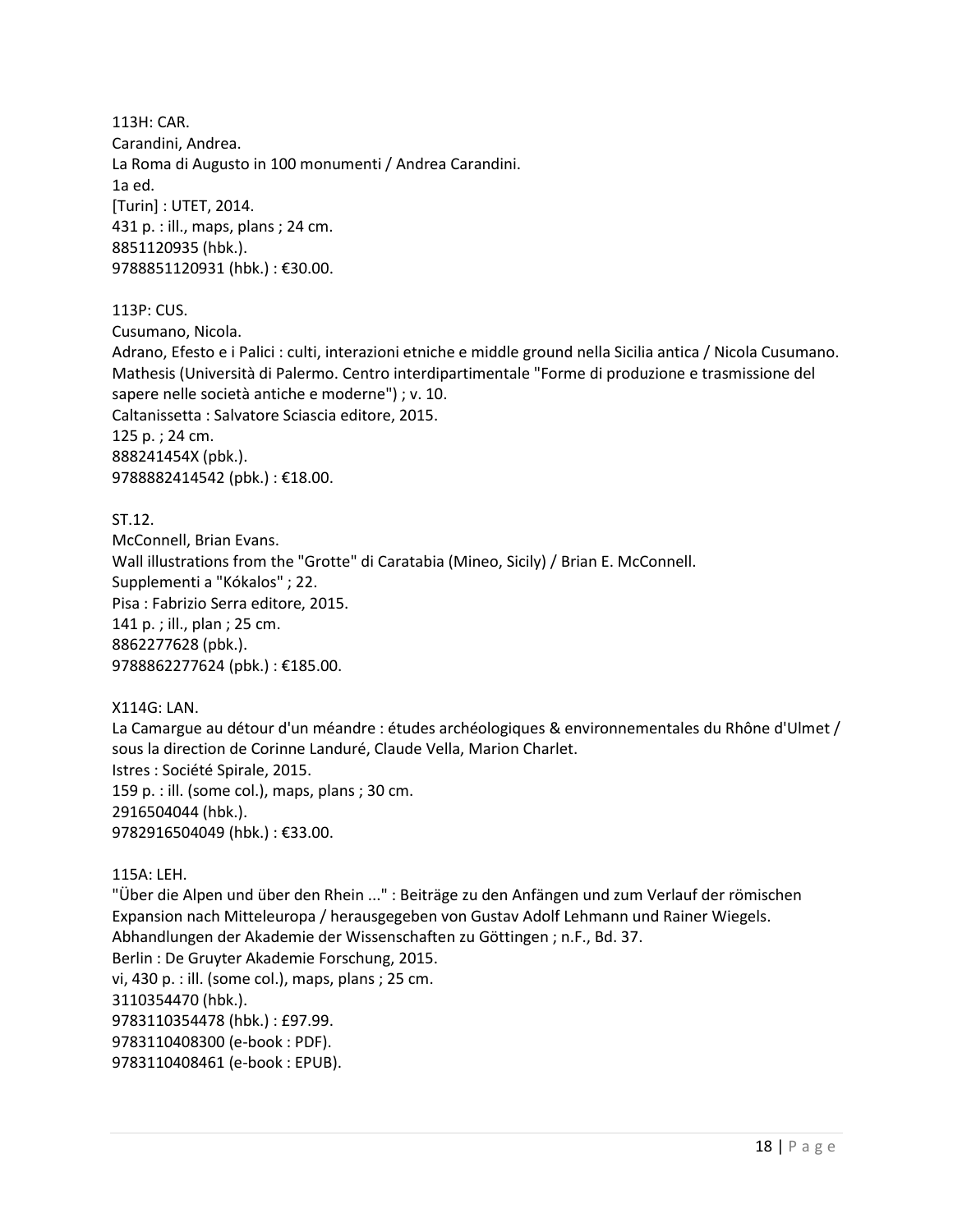113H: CAR.
Carandini, Andrea.
La Roma di Augusto in 100 monumenti / Andrea Carandini.
1a ed.
[Turin] : UTET, 2014.
431 p. : ill., maps, plans ; 24 cm.
8851120935 (hbk.).
9788851120931 (hbk.) : €30.00.

113P: CUS.
Cusumano, Nicola.
Adrano, Efesto e i Palici : culti, interazioni etniche e middle ground nella Sicilia antica / Nicola Cusumano.
Mathesis (Università di Palermo. Centro interdipartimentale "Forme di produzione e trasmissione del sapere nelle società antiche e moderne") ; v. 10.
Caltanissetta : Salvatore Sciascia editore, 2015.
125 p. ; 24 cm.
888241454X (pbk.).
9788882414542 (pbk.) : €18.00.

ST.12.
McConnell, Brian Evans.
Wall illustrations from the "Grotte" di Caratabia (Mineo, Sicily) / Brian E. McConnell.
Supplementi a "Kókalos" ; 22.
Pisa : Fabrizio Serra editore, 2015.
141 p. ; ill., plan ; 25 cm.
8862277628 (pbk.).
9788862277624 (pbk.) : €185.00.

X114G: LAN.
La Camargue au détour d'un méandre : études archéologiques & environnementales du Rhône d'Ulmet / sous la direction de Corinne Landuré, Claude Vella, Marion Charlet.
Istres : Société Spirale, 2015.
159 p. : ill. (some col.), maps, plans ; 30 cm.
2916504044 (hbk.).
9782916504049 (hbk.) : €33.00.

115A: LEH.
"Über die Alpen und über den Rhein ..." : Beiträge zu den Anfängen und zum Verlauf der römischen Expansion nach Mitteleuropa / herausgegeben von Gustav Adolf Lehmann und Rainer Wiegels.
Abhandlungen der Akademie der Wissenschaften zu Göttingen ; n.F., Bd. 37.
Berlin : De Gruyter Akademie Forschung, 2015.
vi, 430 p. : ill. (some col.), maps, plans ; 25 cm.
3110354470 (hbk.).
9783110354478 (hbk.) : £97.99.
9783110408300 (e-book : PDF).
9783110408461 (e-book : EPUB).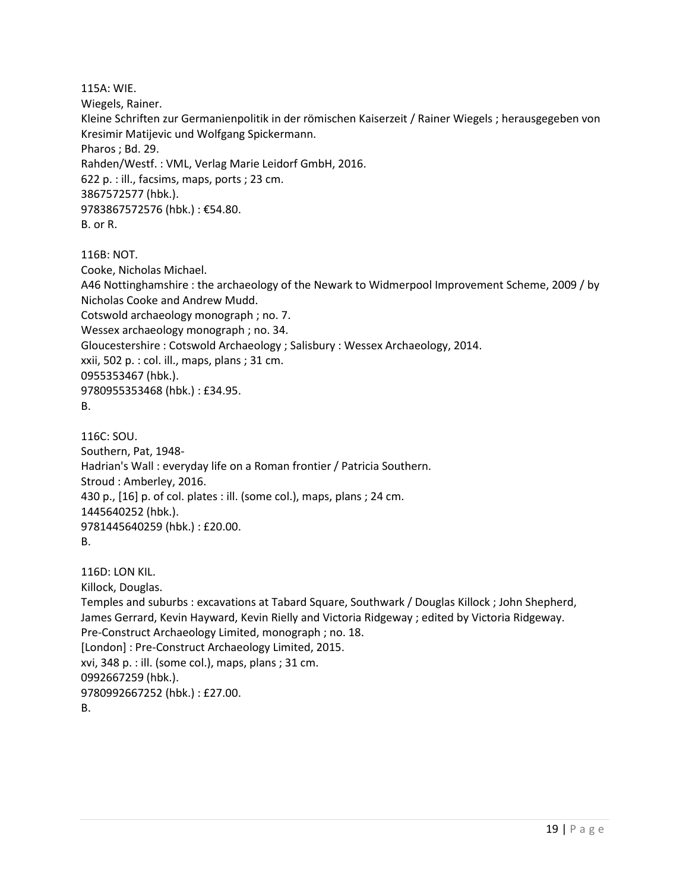115A: WIE.
Wiegels, Rainer.
Kleine Schriften zur Germanienpolitik in der römischen Kaiserzeit / Rainer Wiegels ; herausgegeben von Kresimir Matijevic und Wolfgang Spickermann.
Pharos ; Bd. 29.
Rahden/Westf. : VML, Verlag Marie Leidorf GmbH, 2016.
622 p. : ill., facsims, maps, ports ; 23 cm.
3867572577 (hbk.).
9783867572576 (hbk.) : €54.80.
B. or R.

116B: NOT.
Cooke, Nicholas Michael.
A46 Nottinghamshire : the archaeology of the Newark to Widmerpool Improvement Scheme, 2009 / by Nicholas Cooke and Andrew Mudd.
Cotswold archaeology monograph ; no. 7.
Wessex archaeology monograph ; no. 34.
Gloucestershire : Cotswold Archaeology ; Salisbury : Wessex Archaeology, 2014.
xxii, 502 p. : col. ill., maps, plans ; 31 cm.
0955353467 (hbk.).
9780955353468 (hbk.) : £34.95.
B.

116C: SOU.
Southern, Pat, 1948-
Hadrian's Wall : everyday life on a Roman frontier / Patricia Southern.
Stroud : Amberley, 2016.
430 p., [16] p. of col. plates : ill. (some col.), maps, plans ; 24 cm.
1445640252 (hbk.).
9781445640259 (hbk.) : £20.00.
B.

116D: LON KIL.
Killock, Douglas.
Temples and suburbs : excavations at Tabard Square, Southwark / Douglas Killock ; John Shepherd, James Gerrard, Kevin Hayward, Kevin Rielly and Victoria Ridgeway ; edited by Victoria Ridgeway.
Pre-Construct Archaeology Limited, monograph ; no. 18.
[London] : Pre-Construct Archaeology Limited, 2015.
xvi, 348 p. : ill. (some col.), maps, plans ; 31 cm.
0992667259 (hbk.).
9780992667252 (hbk.) : £27.00.
B.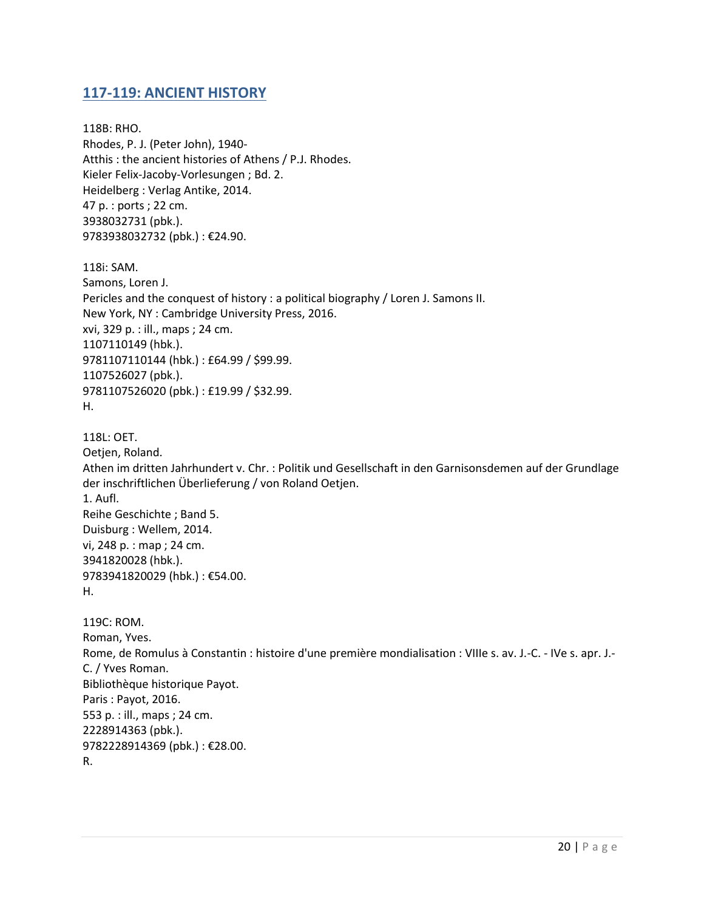## 117-119: ANCIENT HISTORY

118B: RHO.
Rhodes, P. J. (Peter John), 1940-
Atthis : the ancient histories of Athens / P.J. Rhodes.
Kieler Felix-Jacoby-Vorlesungen ; Bd. 2.
Heidelberg : Verlag Antike, 2014.
47 p. : ports ; 22 cm.
3938032731 (pbk.).
9783938032732 (pbk.) : €24.90.

118i: SAM.
Samons, Loren J.
Pericles and the conquest of history : a political biography / Loren J. Samons II.
New York, NY : Cambridge University Press, 2016.
xvi, 329 p. : ill., maps ; 24 cm.
1107110149 (hbk.).
9781107110144 (hbk.) : £64.99 / $99.99.
1107526027 (pbk.).
9781107526020 (pbk.) : £19.99 / $32.99.
H.

118L: OET.
Oetjen, Roland.
Athen im dritten Jahrhundert v. Chr. : Politik und Gesellschaft in den Garnisonsdemen auf der Grundlage der inschriftlichen Überlieferung / von Roland Oetjen.
1. Aufl.
Reihe Geschichte ; Band 5.
Duisburg : Wellem, 2014.
vi, 248 p. : map ; 24 cm.
3941820028 (hbk.).
9783941820029 (hbk.) : €54.00.
H.

119C: ROM.
Roman, Yves.
Rome, de Romulus à Constantin : histoire d'une première mondialisation : VIIIe s. av. J.-C. - IVe s. apr. J.-C. / Yves Roman.
Bibliothèque historique Payot.
Paris : Payot, 2016.
553 p. : ill., maps ; 24 cm.
2228914363 (pbk.).
9782228914369 (pbk.) : €28.00.
R.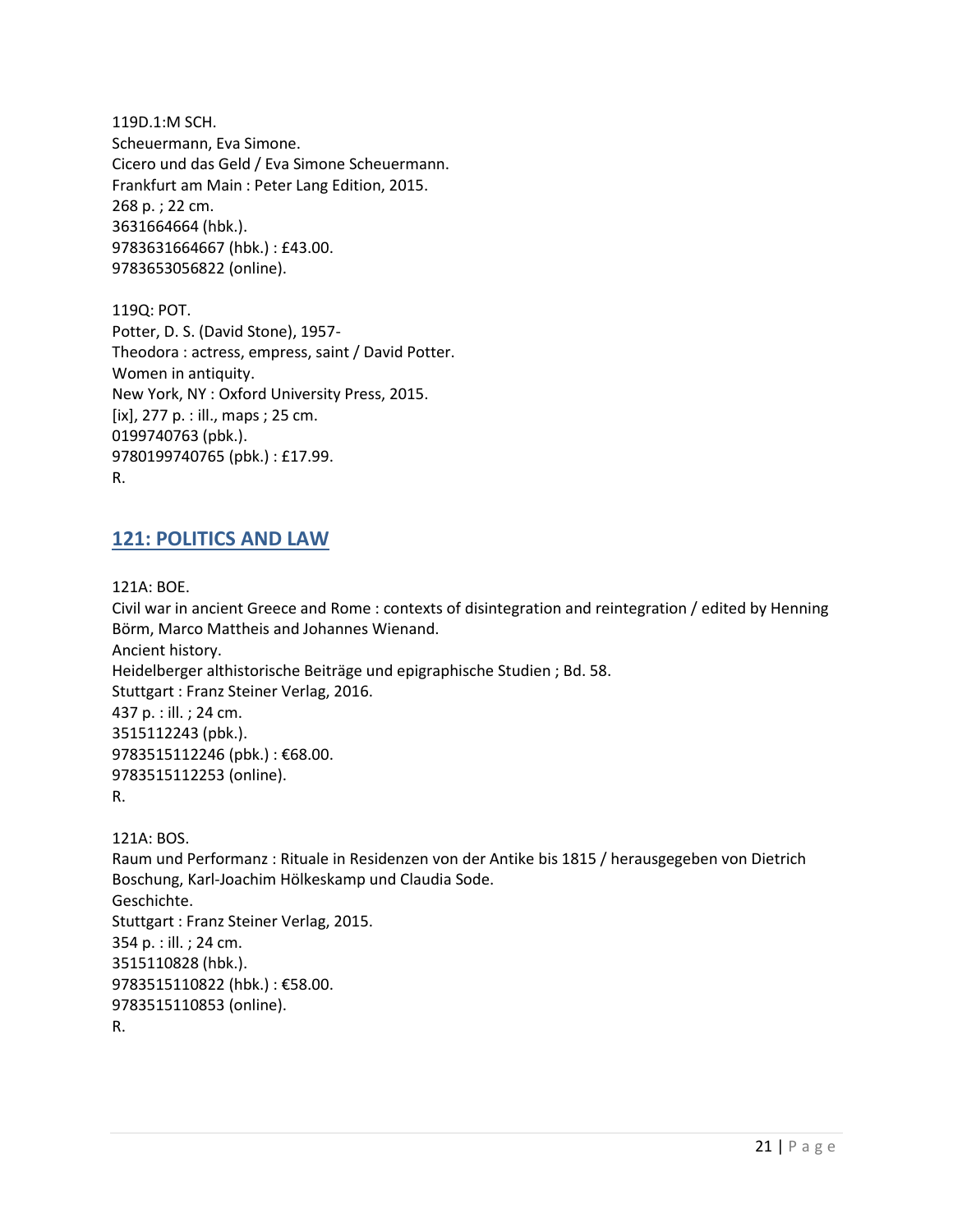119D.1:M SCH.
Scheuermann, Eva Simone.
Cicero und das Geld / Eva Simone Scheuermann.
Frankfurt am Main : Peter Lang Edition, 2015.
268 p. ; 22 cm.
3631664664 (hbk.).
9783631664667 (hbk.) : £43.00.
9783653056822 (online).

119Q: POT.
Potter, D. S. (David Stone), 1957-
Theodora : actress, empress, saint / David Potter.
Women in antiquity.
New York, NY : Oxford University Press, 2015.
[ix], 277 p. : ill., maps ; 25 cm.
0199740763 (pbk.).
9780199740765 (pbk.) : £17.99.
R.

## 121: POLITICS AND LAW

121A: BOE.
Civil war in ancient Greece and Rome : contexts of disintegration and reintegration / edited by Henning Börm, Marco Mattheis and Johannes Wienand.
Ancient history.
Heidelberger althistorische Beiträge und epigraphische Studien ; Bd. 58.
Stuttgart : Franz Steiner Verlag, 2016.
437 p. : ill. ; 24 cm.
3515112243 (pbk.).
9783515112246 (pbk.) : €68.00.
9783515112253 (online).
R.

121A: BOS.
Raum und Performanz : Rituale in Residenzen von der Antike bis 1815 / herausgegeben von Dietrich Boschung, Karl-Joachim Hölkeskamp und Claudia Sode.
Geschichte.
Stuttgart : Franz Steiner Verlag, 2015.
354 p. : ill. ; 24 cm.
3515110828 (hbk.).
9783515110822 (hbk.) : €58.00.
9783515110853 (online).
R.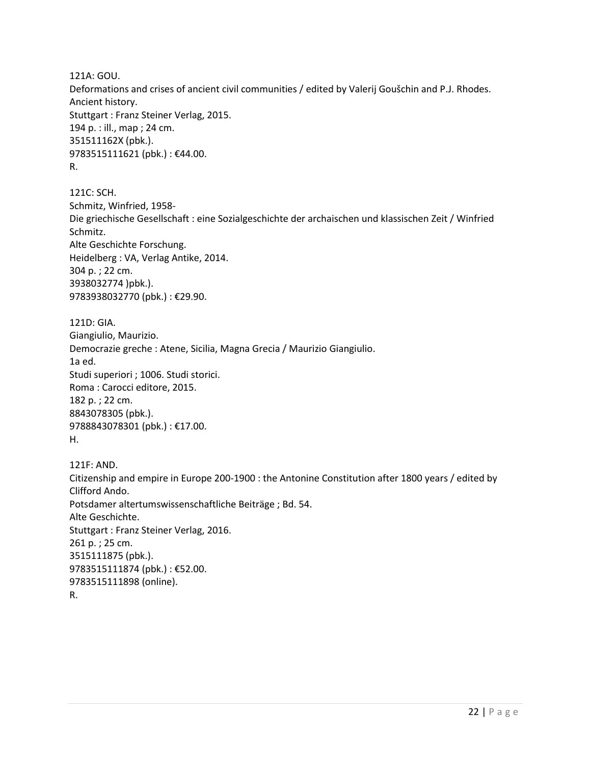121A: GOU.
Deformations and crises of ancient civil communities / edited by Valerij Goušchin and P.J. Rhodes.
Ancient history.
Stuttgart : Franz Steiner Verlag, 2015.
194 p. : ill., map ; 24 cm.
351511162X (pbk.).
9783515111621 (pbk.) : €44.00.
R.

121C: SCH.
Schmitz, Winfried, 1958-
Die griechische Gesellschaft : eine Sozialgeschichte der archaischen und klassischen Zeit / Winfried Schmitz.
Alte Geschichte Forschung.
Heidelberg : VA, Verlag Antike, 2014.
304 p. ; 22 cm.
3938032774 )pbk.).
9783938032770 (pbk.) : €29.90.

121D: GIA.
Giangiulio, Maurizio.
Democrazie greche : Atene, Sicilia, Magna Grecia / Maurizio Giangiulio.
1a ed.
Studi superiori ; 1006. Studi storici.
Roma : Carocci editore, 2015.
182 p. ; 22 cm.
8843078305 (pbk.).
9788843078301 (pbk.) : €17.00.
H.

121F: AND.
Citizenship and empire in Europe 200-1900 : the Antonine Constitution after 1800 years / edited by Clifford Ando.
Potsdamer altertumswissenschaftliche Beiträge ; Bd. 54.
Alte Geschichte.
Stuttgart : Franz Steiner Verlag, 2016.
261 p. ; 25 cm.
3515111875 (pbk.).
9783515111874 (pbk.) : €52.00.
9783515111898 (online).
R.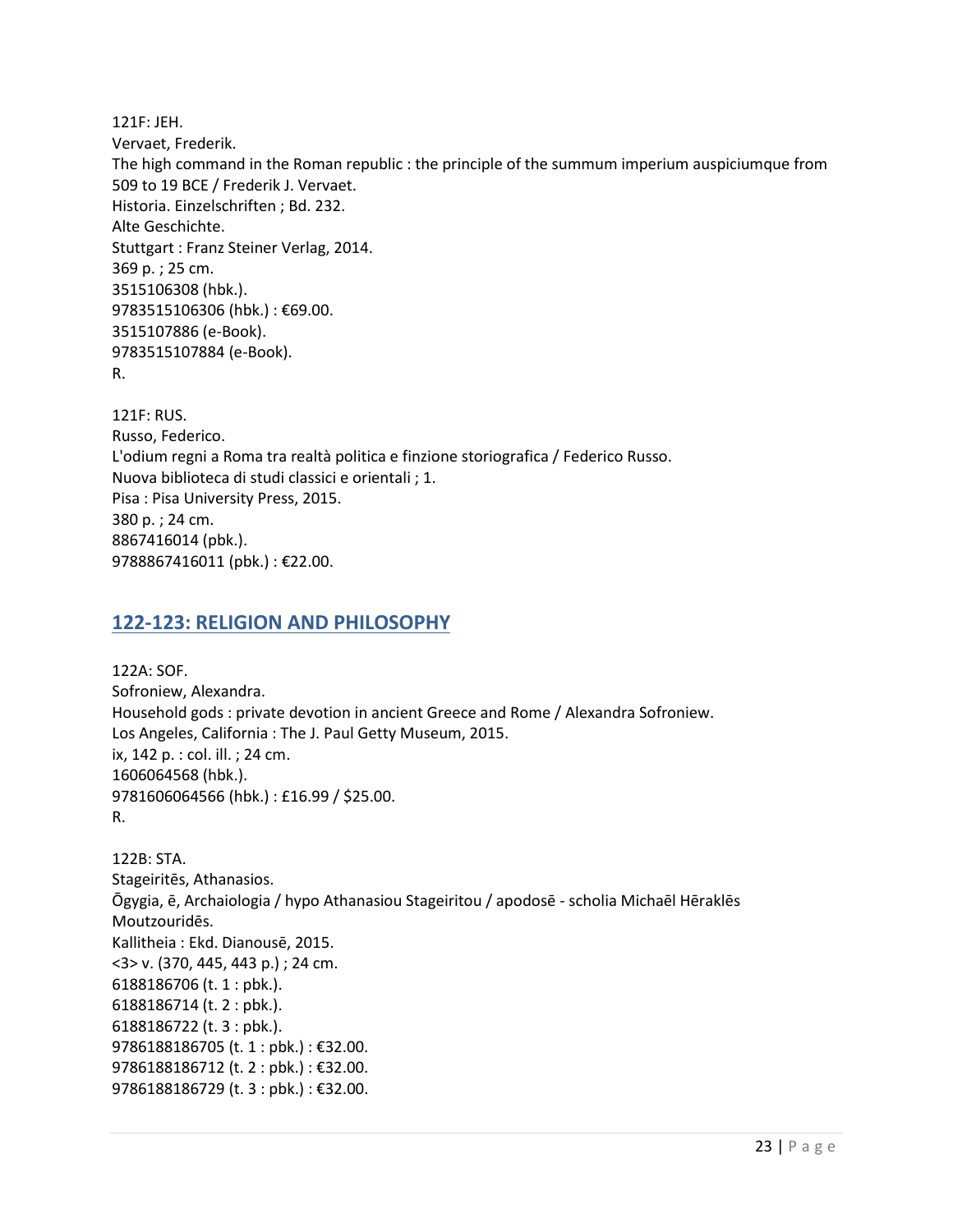121F: JEH.
Vervaet, Frederik.
The high command in the Roman republic : the principle of the summum imperium auspiciumque from 509 to 19 BCE / Frederik J. Vervaet.
Historia. Einzelschriften ; Bd. 232.
Alte Geschichte.
Stuttgart : Franz Steiner Verlag, 2014.
369 p. ; 25 cm.
3515106308 (hbk.).
9783515106306 (hbk.) : €69.00.
3515107886 (e-Book).
9783515107884 (e-Book).
R.

121F: RUS.
Russo, Federico.
L'odium regni a Roma tra realtà politica e finzione storiografica / Federico Russo.
Nuova biblioteca di studi classici e orientali ; 1.
Pisa : Pisa University Press, 2015.
380 p. ; 24 cm.
8867416014 (pbk.).
9788867416011 (pbk.) : €22.00.

## 122-123: RELIGION AND PHILOSOPHY

122A: SOF.
Sofroniew, Alexandra.
Household gods : private devotion in ancient Greece and Rome / Alexandra Sofroniew.
Los Angeles, California : The J. Paul Getty Museum, 2015.
ix, 142 p. : col. ill. ; 24 cm.
1606064568 (hbk.).
9781606064566 (hbk.) : £16.99 / $25.00.
R.

122B: STA.
Stageiritēs, Athanasios.
Ōgygia, ē, Archaiologia / hypo Athanasiou Stageiritou / apodosē - scholia Michaēl Hēraklēs Moutzouridēs.
Kallitheia : Ekd. Dianousē, 2015.
<3> v. (370, 445, 443 p.) ; 24 cm.
6188186706 (t. 1 : pbk.).
6188186714 (t. 2 : pbk.).
6188186722 (t. 3 : pbk.).
9786188186705 (t. 1 : pbk.) : €32.00.
9786188186712 (t. 2 : pbk.) : €32.00.
9786188186729 (t. 3 : pbk.) : €32.00.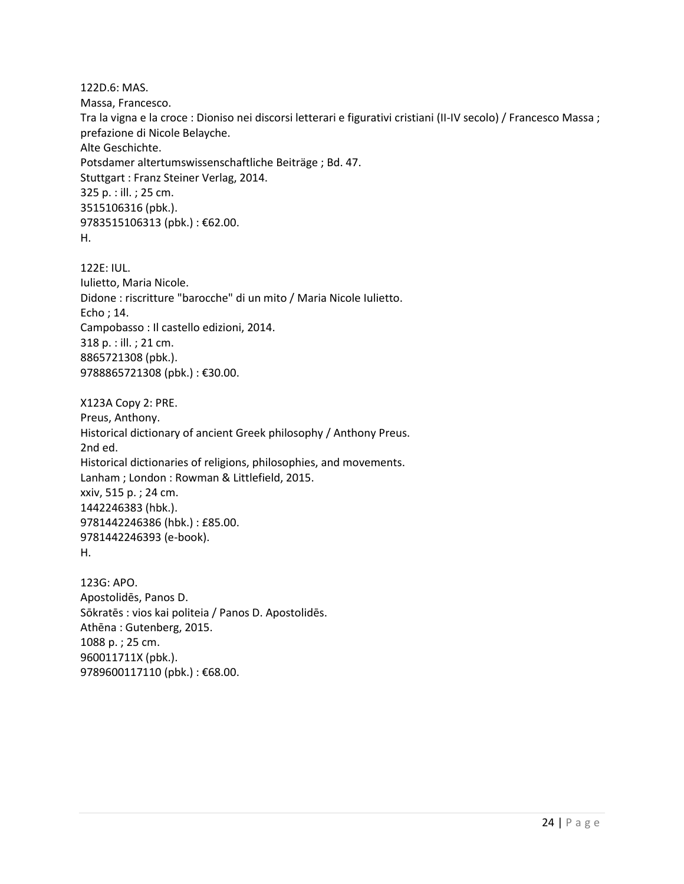122D.6: MAS.
Massa, Francesco.
Tra la vigna e la croce : Dioniso nei discorsi letterari e figurativi cristiani (II-IV secolo) / Francesco Massa ; prefazione di Nicole Belayche.
Alte Geschichte.
Potsdamer altertumswissenschaftliche Beiträge ; Bd. 47.
Stuttgart : Franz Steiner Verlag, 2014.
325 p. : ill. ; 25 cm.
3515106316 (pbk.).
9783515106313 (pbk.) : €62.00.
H.

122E: IUL.
Iulietto, Maria Nicole.
Didone : riscritture "barocche" di un mito / Maria Nicole Iulietto.
Echo ; 14.
Campobasso : Il castello edizioni, 2014.
318 p. : ill. ; 21 cm.
8865721308 (pbk.).
9788865721308 (pbk.) : €30.00.

X123A Copy 2: PRE.
Preus, Anthony.
Historical dictionary of ancient Greek philosophy / Anthony Preus.
2nd ed.
Historical dictionaries of religions, philosophies, and movements.
Lanham ; London : Rowman & Littlefield, 2015.
xxiv, 515 p. ; 24 cm.
1442246383 (hbk.).
9781442246386 (hbk.) : £85.00.
9781442246393 (e-book).
H.

123G: APO.
Apostolidēs, Panos D.
Sōkratēs : vios kai politeia / Panos D. Apostolidēs.
Athēna : Gutenberg, 2015.
1088 p. ; 25 cm.
960011711X (pbk.).
9789600117110 (pbk.) : €68.00.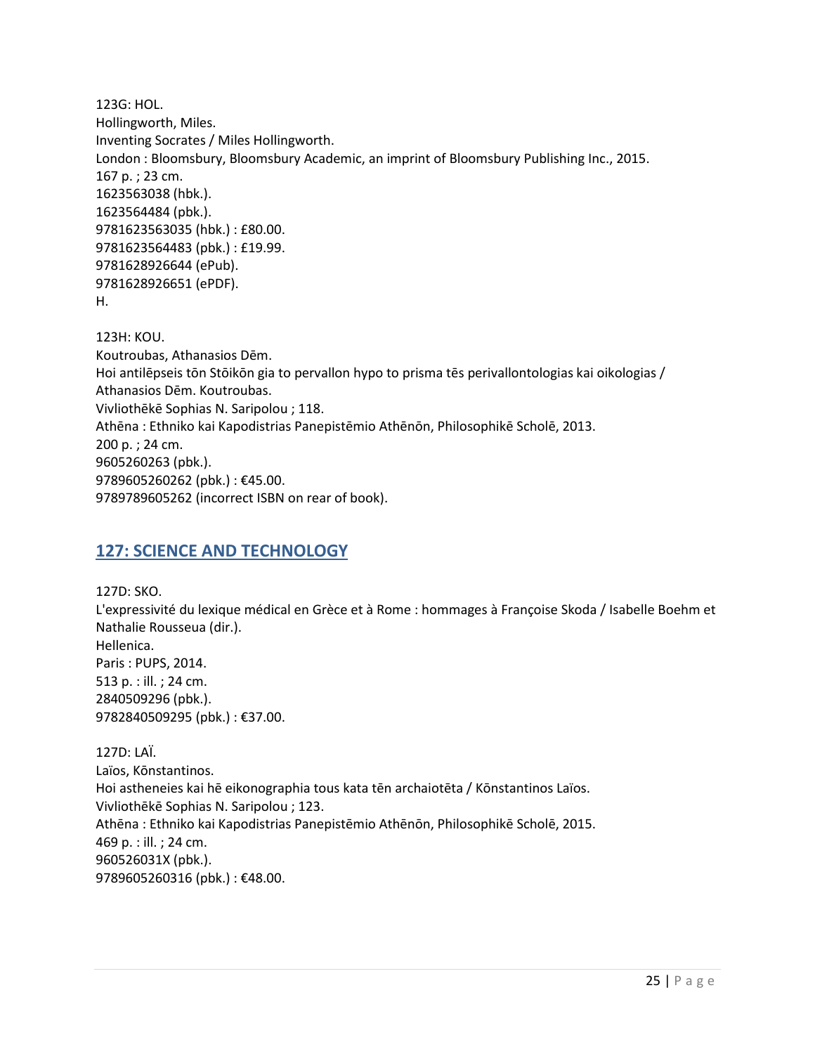123G: HOL.
Hollingworth, Miles.
Inventing Socrates / Miles Hollingworth.
London : Bloomsbury, Bloomsbury Academic, an imprint of Bloomsbury Publishing Inc., 2015.
167 p. ; 23 cm.
1623563038 (hbk.).
1623564484 (pbk.).
9781623563035 (hbk.) : £80.00.
9781623564483 (pbk.) : £19.99.
9781628926644 (ePub).
9781628926651 (ePDF).
H.

123H: KOU.
Koutroubas, Athanasios Dēm.
Hoi antilēpseis tōn Stōikōn gia to pervallon hypo to prisma tēs perivallontologias kai oikologias / Athanasios Dēm. Koutroubas.
Vivliothēkē Sophias N. Saripolou ; 118.
Athēna : Ethniko kai Kapodistrias Panepistēmio Athēnōn, Philosophikē Scholē, 2013.
200 p. ; 24 cm.
9605260263 (pbk.).
9789605260262 (pbk.) : €45.00.
9789789605262 (incorrect ISBN on rear of book).

## 127: SCIENCE AND TECHNOLOGY

127D: SKO.
L'expressivité du lexique médical en Grèce et à Rome : hommages à Françoise Skoda / Isabelle Boehm et Nathalie Rousseua (dir.).
Hellenica.
Paris : PUPS, 2014.
513 p. : ill. ; 24 cm.
2840509296 (pbk.).
9782840509295 (pbk.) : €37.00.

127D: LAÏ.
Laïos, Kōnstantinos.
Hoi astheneies kai hē eikonographia tous kata tēn archaiotēta / Kōnstantinos Laïos.
Vivliothēkē Sophias N. Saripolou ; 123.
Athēna : Ethniko kai Kapodistrias Panepistēmio Athēnōn, Philosophikē Scholē, 2015.
469 p. : ill. ; 24 cm.
960526031X (pbk.).
9789605260316 (pbk.) : €48.00.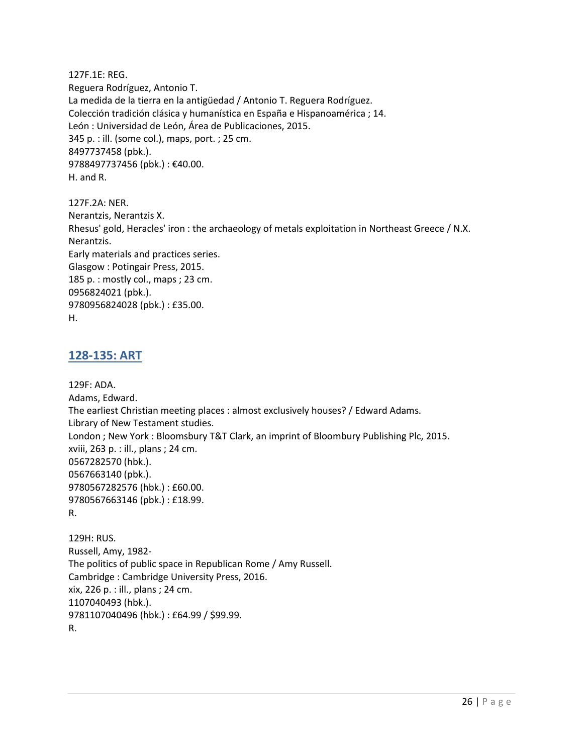127F.1E: REG.
Reguera Rodríguez, Antonio T.
La medida de la tierra en la antigüedad / Antonio T. Reguera Rodríguez.
Colección tradición clásica y humanística en España e Hispanoamérica ; 14.
León : Universidad de León, Área de Publicaciones, 2015.
345 p. : ill. (some col.), maps, port. ; 25 cm.
8497737458 (pbk.).
9788497737456 (pbk.) : €40.00.
H. and R.

127F.2A: NER.
Nerantzis, Nerantzis X.
Rhesus' gold, Heracles' iron : the archaeology of metals exploitation in Northeast Greece / N.X. Nerantzis.
Early materials and practices series.
Glasgow : Potingair Press, 2015.
185 p. : mostly col., maps ; 23 cm.
0956824021 (pbk.).
9780956824028 (pbk.) : £35.00.
H.

## 128-135: ART

129F: ADA.
Adams, Edward.
The earliest Christian meeting places : almost exclusively houses? / Edward Adams.
Library of New Testament studies.
London ; New York : Bloomsbury T&T Clark, an imprint of Bloombury Publishing Plc, 2015.
xviii, 263 p. : ill., plans ; 24 cm.
0567282570 (hbk.).
0567663140 (pbk.).
9780567282576 (hbk.) : £60.00.
9780567663146 (pbk.) : £18.99.
R.

129H: RUS.
Russell, Amy, 1982-
The politics of public space in Republican Rome / Amy Russell.
Cambridge : Cambridge University Press, 2016.
xix, 226 p. : ill., plans ; 24 cm.
1107040493 (hbk.).
9781107040496 (hbk.) : £64.99 / $99.99.
R.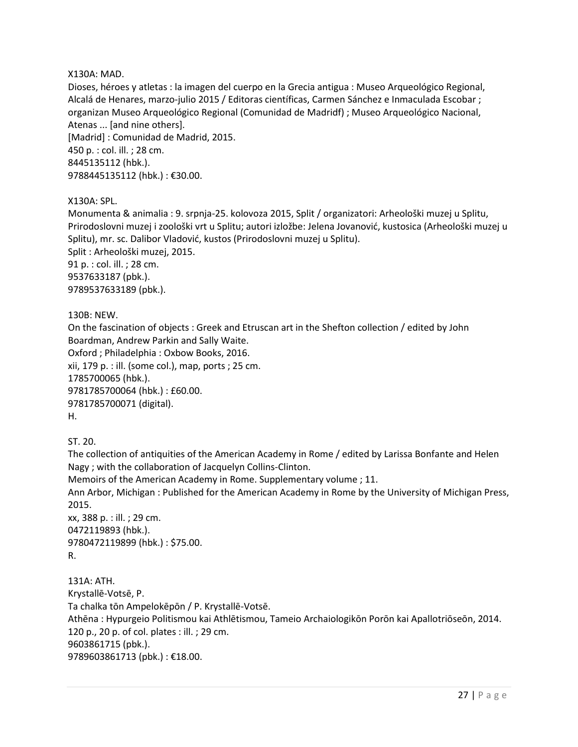X130A: MAD.
Dioses, héroes y atletas : la imagen del cuerpo en la Grecia antigua : Museo Arqueológico Regional, Alcalá de Henares, marzo-julio 2015 / Editoras científicas, Carmen Sánchez e Inmaculada Escobar ; organizan Museo Arqueológico Regional (Comunidad de Madridf) ; Museo Arqueológico Nacional, Atenas ... [and nine others].
[Madrid] : Comunidad de Madrid, 2015.
450 p. : col. ill. ; 28 cm.
8445135112 (hbk.).
9788445135112 (hbk.) : €30.00.

X130A: SPL.
Monumenta & animalia : 9. srpnja-25. kolovoza 2015, Split / organizatori: Arheološki muzej u Splitu, Prirodoslovni muzej i zoološki vrt u Splitu; autori izložbe: Jelena Jovanović, kustosica (Arheološki muzej u Splitu), mr. sc. Dalibor Vladović, kustos (Prirodoslovni muzej u Splitu).
Split : Arheološki muzej, 2015.
91 p. : col. ill. ; 28 cm.
9537633187 (pbk.).
9789537633189 (pbk.).

130B: NEW.
On the fascination of objects : Greek and Etruscan art in the Shefton collection / edited by John Boardman, Andrew Parkin and Sally Waite.
Oxford ; Philadelphia : Oxbow Books, 2016.
xii, 179 p. : ill. (some col.), map, ports ; 25 cm.
1785700065 (hbk.).
9781785700064 (hbk.) : £60.00.
9781785700071 (digital).
H.

ST. 20.
The collection of antiquities of the American Academy in Rome / edited by Larissa Bonfante and Helen Nagy ; with the collaboration of Jacquelyn Collins-Clinton.
Memoirs of the American Academy in Rome. Supplementary volume ; 11.
Ann Arbor, Michigan : Published for the American Academy in Rome by the University of Michigan Press, 2015.
xx, 388 p. : ill. ; 29 cm.
0472119893 (hbk.).
9780472119899 (hbk.) : $75.00.
R.

131A: ATH.
Krystallē-Votsē, P.
Ta chalka tōn Ampelokēpōn / P. Krystallē-Votsē.
Athēna : Hypurgeio Politismou kai Athlētismou, Tameio Archaiologikōn Porōn kai Apallotriōseōn, 2014.
120 p., 20 p. of col. plates : ill. ; 29 cm.
9603861715 (pbk.).
9789603861713 (pbk.) : €18.00.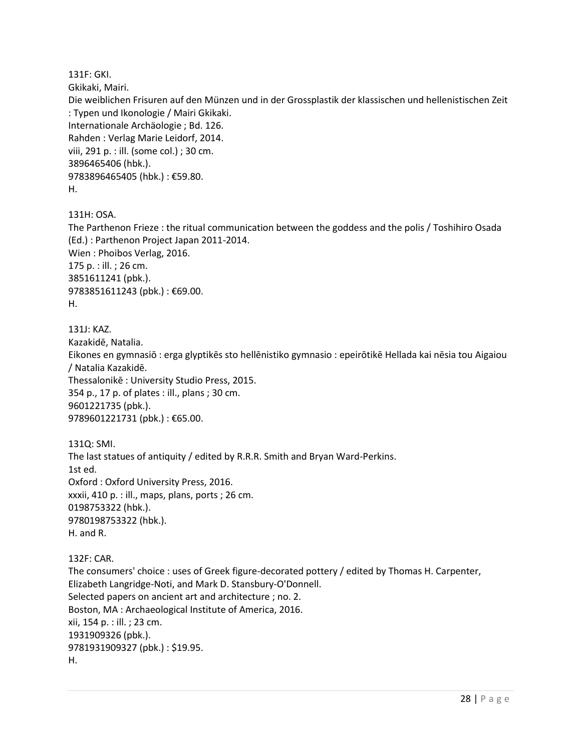131F: GKI.
Gkikaki, Mairi.
Die weiblichen Frisuren auf den Münzen und in der Grossplastik der klassischen und hellenistischen Zeit : Typen und Ikonologie / Mairi Gkikaki.
Internationale Archäologie ; Bd. 126.
Rahden : Verlag Marie Leidorf, 2014.
viii, 291 p. : ill. (some col.) ; 30 cm.
3896465406 (hbk.).
9783896465405 (hbk.) : €59.80.
H.

131H: OSA.
The Parthenon Frieze : the ritual communication between the goddess and the polis / Toshihiro Osada (Ed.) : Parthenon Project Japan 2011-2014.
Wien : Phoibos Verlag, 2016.
175 p. : ill. ; 26 cm.
3851611241 (pbk.).
9783851611243 (pbk.) : €69.00.
H.

131J: KAZ.
Kazakidē, Natalia.
Eikones en gymnasiō : erga glyptikēs sto hellēnistiko gymnasio : epeirōtikē Hellada kai nēsia tou Aigaiou / Natalia Kazakidē.
Thessalonikē : University Studio Press, 2015.
354 p., 17 p. of plates : ill., plans ; 30 cm.
9601221735 (pbk.).
9789601221731 (pbk.) : €65.00.

131Q: SMI.
The last statues of antiquity / edited by R.R.R. Smith and Bryan Ward-Perkins.
1st ed.
Oxford : Oxford University Press, 2016.
xxxii, 410 p. : ill., maps, plans, ports ; 26 cm.
0198753322 (hbk.).
9780198753322 (hbk.).
H. and R.

132F: CAR.
The consumers' choice : uses of Greek figure-decorated pottery / edited by Thomas H. Carpenter, Elizabeth Langridge-Noti, and Mark D. Stansbury-O'Donnell.
Selected papers on ancient art and architecture ; no. 2.
Boston, MA : Archaeological Institute of America, 2016.
xii, 154 p. : ill. ; 23 cm.
1931909326 (pbk.).
9781931909327 (pbk.) : $19.95.
H.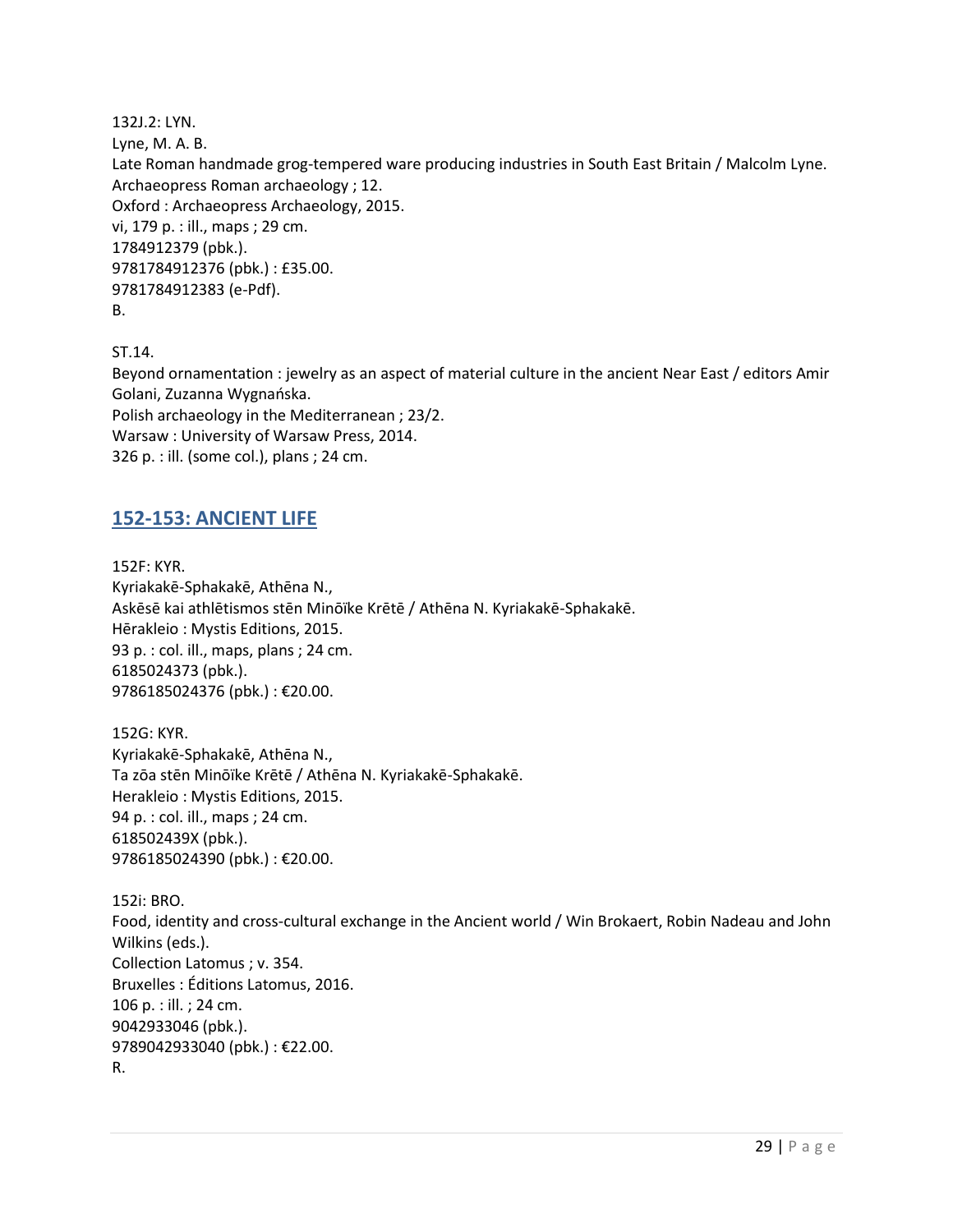132J.2: LYN.
Lyne, M. A. B.
Late Roman handmade grog-tempered ware producing industries in South East Britain / Malcolm Lyne.
Archaeopress Roman archaeology ; 12.
Oxford : Archaeopress Archaeology, 2015.
vi, 179 p. : ill., maps ; 29 cm.
1784912379 (pbk.).
9781784912376 (pbk.) : £35.00.
9781784912383 (e-Pdf).
B.

ST.14.
Beyond ornamentation : jewelry as an aspect of material culture in the ancient Near East / editors Amir Golani, Zuzanna Wygnańska.
Polish archaeology in the Mediterranean ; 23/2.
Warsaw : University of Warsaw Press, 2014.
326 p. : ill. (some col.), plans ; 24 cm.

## 152-153: ANCIENT LIFE

152F: KYR.
Kyriakakē-Sphakakē, Athēna N.,
Askēsē kai athlētismos stēn Minōïke Krētē / Athēna N. Kyriakakē-Sphakakē.
Hērakleio : Mystis Editions, 2015.
93 p. : col. ill., maps, plans ; 24 cm.
6185024373 (pbk.).
9786185024376 (pbk.) : €20.00.

152G: KYR.
Kyriakakē-Sphakakē, Athēna N.,
Ta zōa stēn Minōïke Krētē / Athēna N. Kyriakakē-Sphakakē.
Herakleio : Mystis Editions, 2015.
94 p. : col. ill., maps ; 24 cm.
618502439X (pbk.).
9786185024390 (pbk.) : €20.00.

152i: BRO.
Food, identity and cross-cultural exchange in the Ancient world / Win Brokaert, Robin Nadeau and John Wilkins (eds.).
Collection Latomus ; v. 354.
Bruxelles : Éditions Latomus, 2016.
106 p. : ill. ; 24 cm.
9042933046 (pbk.).
9789042933040 (pbk.) : €22.00.
R.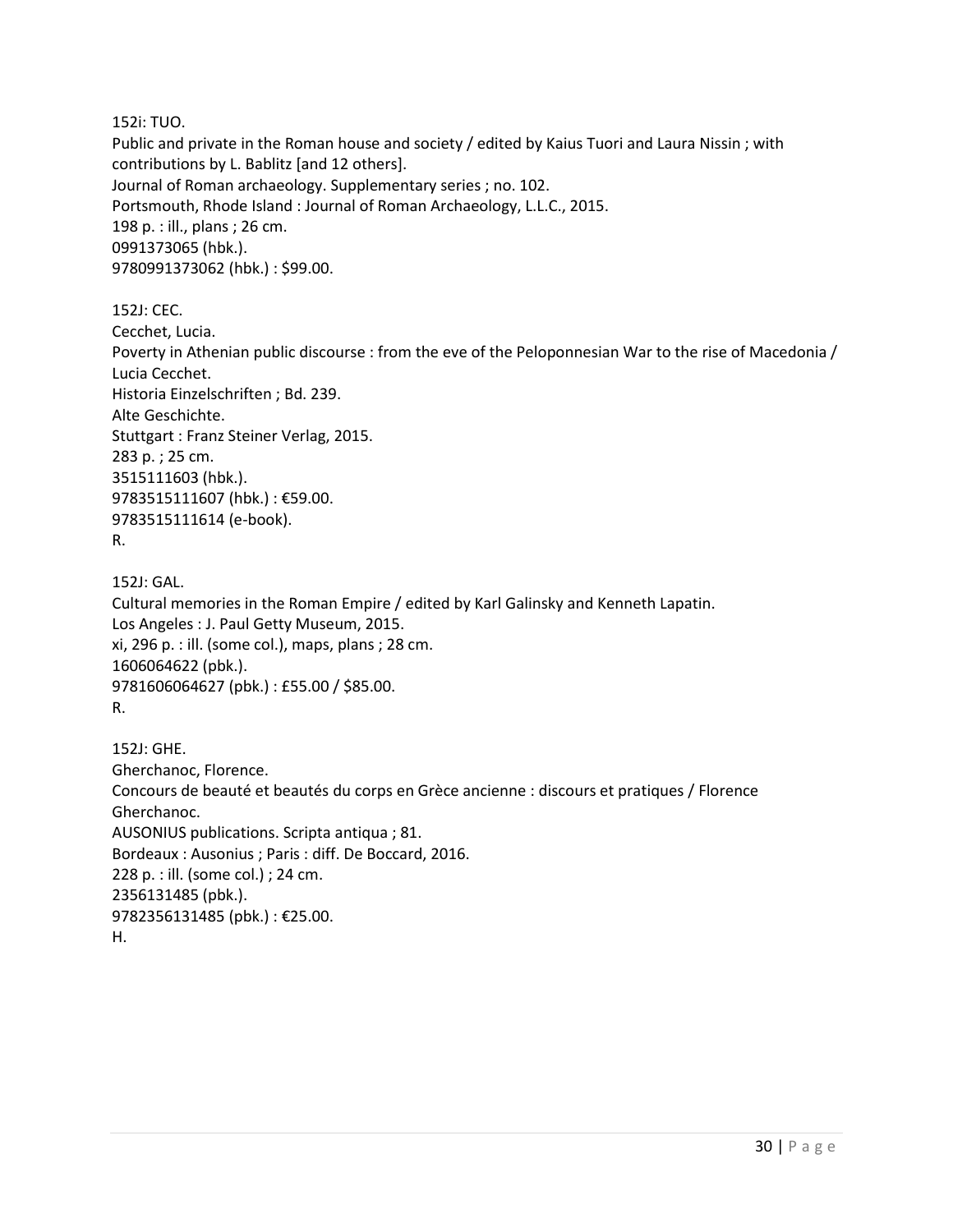152i: TUO.
Public and private in the Roman house and society / edited by Kaius Tuori and Laura Nissin ; with contributions by L. Bablitz [and 12 others].
Journal of Roman archaeology. Supplementary series ; no. 102.
Portsmouth, Rhode Island : Journal of Roman Archaeology, L.L.C., 2015.
198 p. : ill., plans ; 26 cm.
0991373065 (hbk.).
9780991373062 (hbk.) : $99.00.

152J: CEC.
Cecchet, Lucia.
Poverty in Athenian public discourse : from the eve of the Peloponnesian War to the rise of Macedonia / Lucia Cecchet.
Historia Einzelschriften ; Bd. 239.
Alte Geschichte.
Stuttgart : Franz Steiner Verlag, 2015.
283 p. ; 25 cm.
3515111603 (hbk.).
9783515111607 (hbk.) : €59.00.
9783515111614 (e-book).
R.

152J: GAL.
Cultural memories in the Roman Empire / edited by Karl Galinsky and Kenneth Lapatin.
Los Angeles : J. Paul Getty Museum, 2015.
xi, 296 p. : ill. (some col.), maps, plans ; 28 cm.
1606064622 (pbk.).
9781606064627 (pbk.) : £55.00 / $85.00.
R.

152J: GHE.
Gherchanoc, Florence.
Concours de beauté et beautés du corps en Grèce ancienne : discours et pratiques / Florence Gherchanoc.
AUSONIUS publications. Scripta antiqua ; 81.
Bordeaux : Ausonius ; Paris : diff. De Boccard, 2016.
228 p. : ill. (some col.) ; 24 cm.
2356131485 (pbk.).
9782356131485 (pbk.) : €25.00.
H.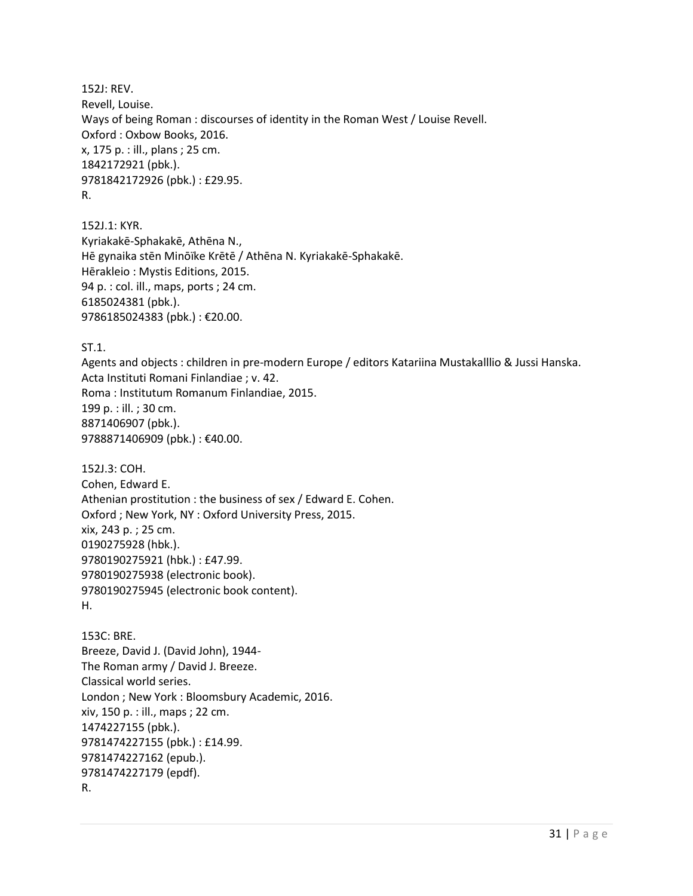152J: REV.
Revell, Louise.
Ways of being Roman : discourses of identity in the Roman West / Louise Revell.
Oxford : Oxbow Books, 2016.
x, 175 p. : ill., plans ; 25 cm.
1842172921 (pbk.).
9781842172926 (pbk.) : £29.95.
R.

152J.1: KYR.
Kyriakakē-Sphakakē, Athēna N.,
Hē gynaika stēn Minōïke Krētē / Athēna N. Kyriakakē-Sphakakē.
Hērakleio : Mystis Editions, 2015.
94 p. : col. ill., maps, ports ; 24 cm.
6185024381 (pbk.).
9786185024383 (pbk.) : €20.00.

ST.1.
Agents and objects : children in pre-modern Europe / editors Katariina Mustakalllio & Jussi Hanska.
Acta Instituti Romani Finlandiae ; v. 42.
Roma : Institutum Romanum Finlandiae, 2015.
199 p. : ill. ; 30 cm.
8871406907 (pbk.).
9788871406909 (pbk.) : €40.00.

152J.3: COH.
Cohen, Edward E.
Athenian prostitution : the business of sex / Edward E. Cohen.
Oxford ; New York, NY : Oxford University Press, 2015.
xix, 243 p. ; 25 cm.
0190275928 (hbk.).
9780190275921 (hbk.) : £47.99.
9780190275938 (electronic book).
9780190275945 (electronic book content).
H.

153C: BRE.
Breeze, David J. (David John), 1944-
The Roman army / David J. Breeze.
Classical world series.
London ; New York : Bloomsbury Academic, 2016.
xiv, 150 p. : ill., maps ; 22 cm.
1474227155 (pbk.).
9781474227155 (pbk.) : £14.99.
9781474227162 (epub.).
9781474227179 (epdf).
R.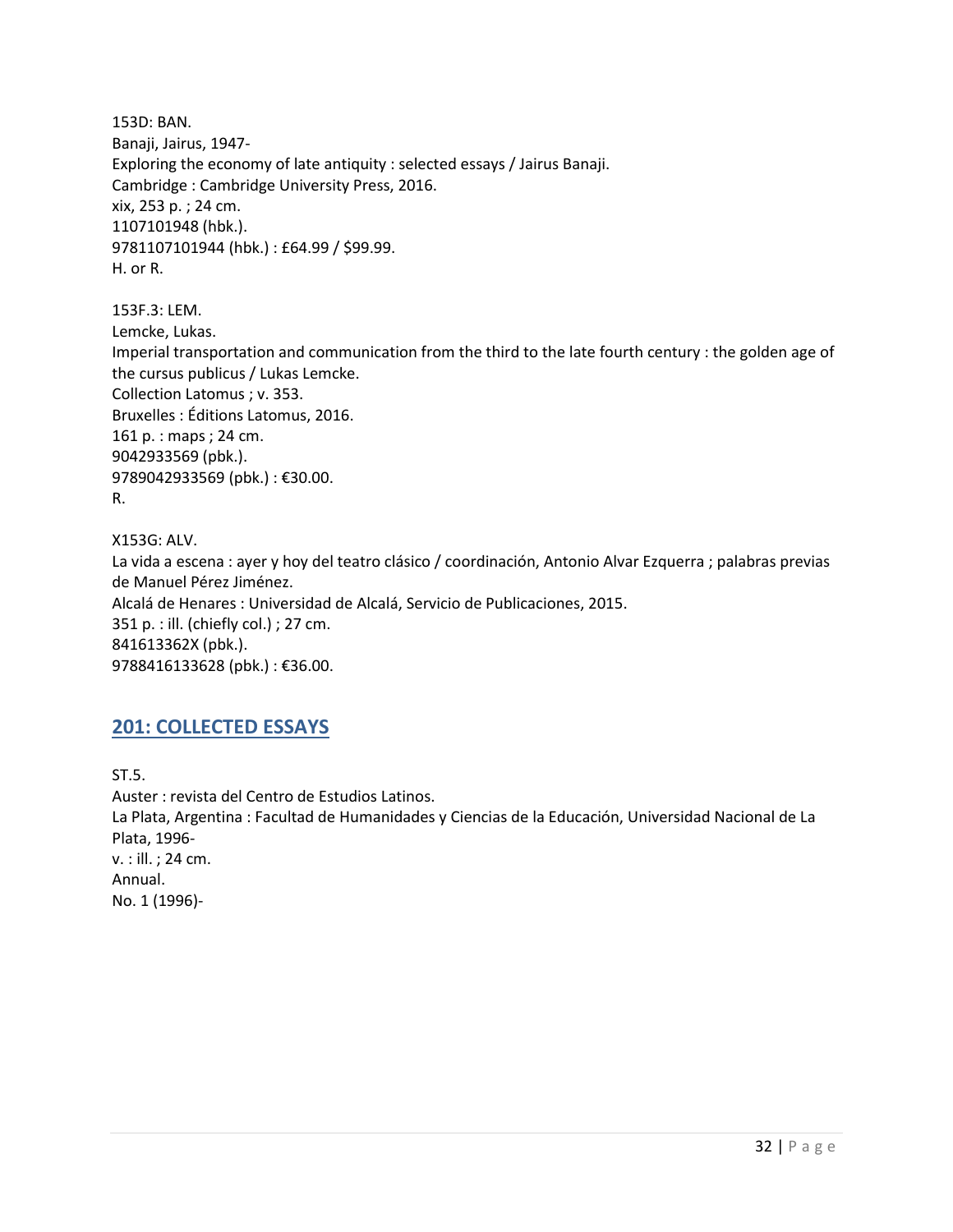153D: BAN.
Banaji, Jairus, 1947-
Exploring the economy of late antiquity : selected essays / Jairus Banaji.
Cambridge : Cambridge University Press, 2016.
xix, 253 p. ; 24 cm.
1107101948 (hbk.).
9781107101944 (hbk.) : £64.99 / $99.99.
H. or R.

153F.3: LEM.
Lemcke, Lukas.
Imperial transportation and communication from the third to the late fourth century : the golden age of the cursus publicus / Lukas Lemcke.
Collection Latomus ; v. 353.
Bruxelles : Éditions Latomus, 2016.
161 p. : maps ; 24 cm.
9042933569 (pbk.).
9789042933569 (pbk.) : €30.00.
R.

X153G: ALV.
La vida a escena : ayer y hoy del teatro clásico / coordinación, Antonio Alvar Ezquerra ; palabras previas de Manuel Pérez Jiménez.
Alcalá de Henares : Universidad de Alcalá, Servicio de Publicaciones, 2015.
351 p. : ill. (chiefly col.) ; 27 cm.
841613362X (pbk.).
9788416133628 (pbk.) : €36.00.

## 201: COLLECTED ESSAYS

ST.5.
Auster : revista del Centro de Estudios Latinos.
La Plata, Argentina : Facultad de Humanidades y Ciencias de la Educación, Universidad Nacional de La Plata, 1996-
v. : ill. ; 24 cm.
Annual.
No. 1 (1996)-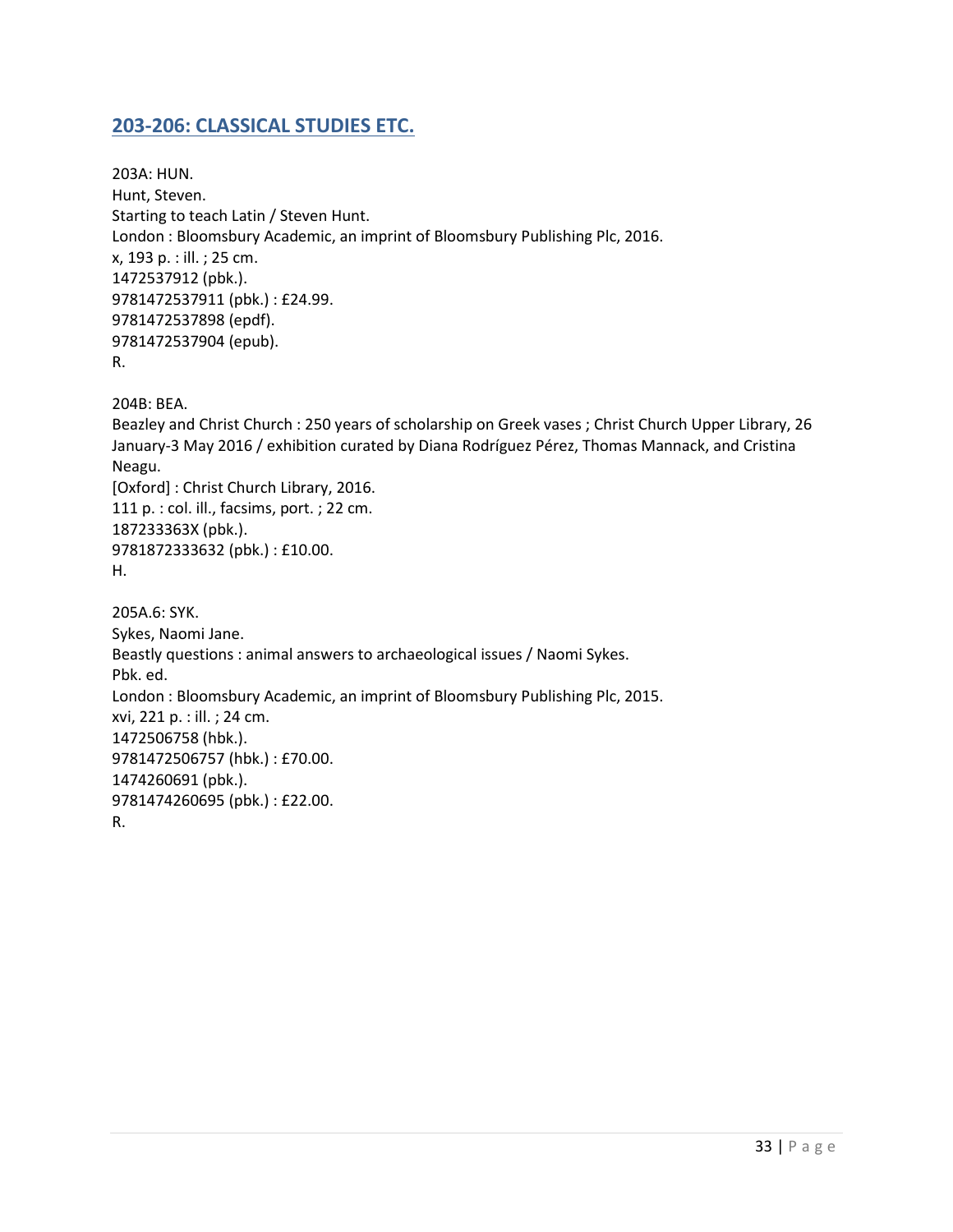## 203-206: CLASSICAL STUDIES ETC.

203A: HUN.
Hunt, Steven.
Starting to teach Latin / Steven Hunt.
London : Bloomsbury Academic, an imprint of Bloomsbury Publishing Plc, 2016.
x, 193 p. : ill. ; 25 cm.
1472537912 (pbk.).
9781472537911 (pbk.) : £24.99.
9781472537898 (epdf).
9781472537904 (epub).
R.

204B: BEA.
Beazley and Christ Church : 250 years of scholarship on Greek vases ; Christ Church Upper Library, 26 January-3 May 2016 / exhibition curated by Diana Rodríguez Pérez, Thomas Mannack, and Cristina Neagu.
[Oxford] : Christ Church Library, 2016.
111 p. : col. ill., facsims, port. ; 22 cm.
187233363X (pbk.).
9781872333632 (pbk.) : £10.00.
H.

205A.6: SYK.
Sykes, Naomi Jane.
Beastly questions : animal answers to archaeological issues / Naomi Sykes.
Pbk. ed.
London : Bloomsbury Academic, an imprint of Bloomsbury Publishing Plc, 2015.
xvi, 221 p. : ill. ; 24 cm.
1472506758 (hbk.).
9781472506757 (hbk.) : £70.00.
1474260691 (pbk.).
9781474260695 (pbk.) : £22.00.
R.